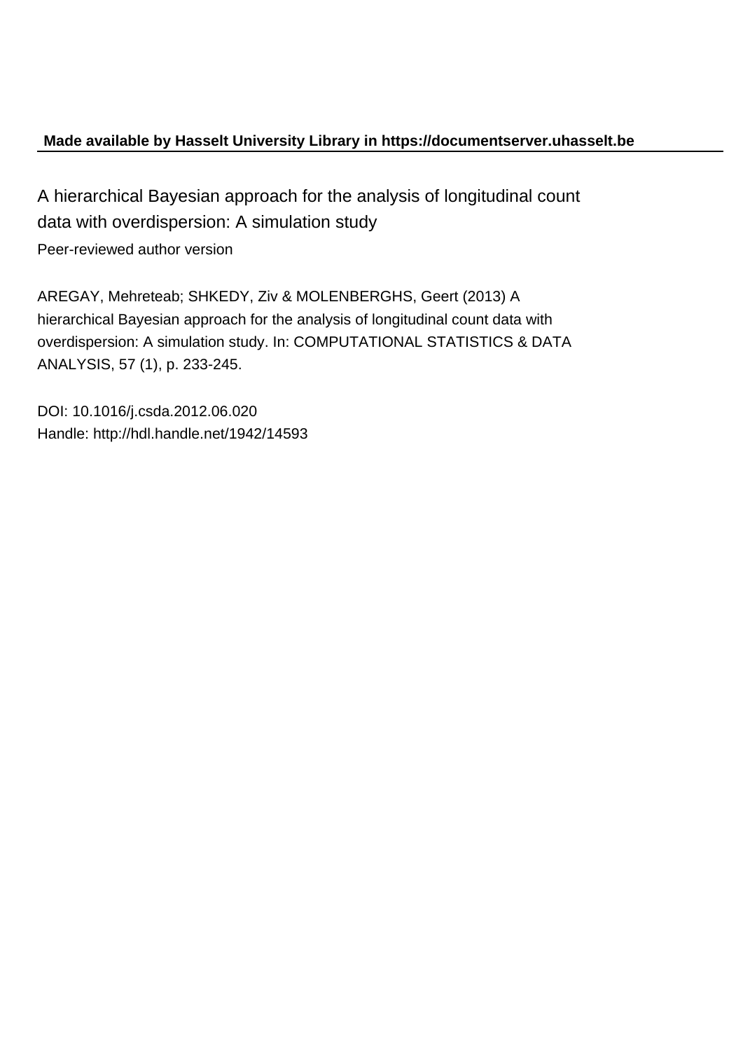**Made available by Hasselt University Library in https://documentserver.uhasselt.be**

A hierarchical Bayesian approach for the analysis of longitudinal count data with overdispersion: A simulation study

Peer-reviewed author version

AREGAY, Mehreteab; SHKEDY, Ziv & MOLENBERGHS, Geert (2013) A hierarchical Bayesian approach for the analysis of longitudinal count data with overdispersion: A simulation study. In: COMPUTATIONAL STATISTICS & DATA ANALYSIS, 57 (1), p. 233-245.

DOI: 10.1016/j.csda.2012.06.020
Handle: http://hdl.handle.net/1942/14593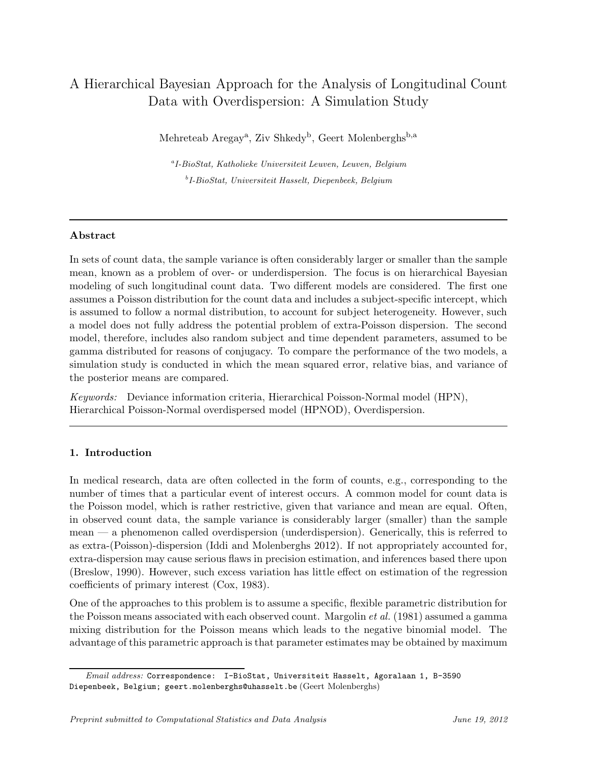# A Hierarchical Bayesian Approach for the Analysis of Longitudinal Count Data with Overdispersion: A Simulation Study

Mehreteab Aregay[a], Ziv Shkedy[b], Geert Molenberghs[b,a]

[a]*I-BioStat, Katholieke Universiteit Leuven, Leuven, Belgium*

[b]*I-BioStat, Universiteit Hasselt, Diepenbeek, Belgium*

---

## Abstract

In sets of count data, the sample variance is often considerably larger or smaller than the sample mean, known as a problem of over- or underdispersion. The focus is on hierarchical Bayesian modeling of such longitudinal count data. Two different models are considered. The first one assumes a Poisson distribution for the count data and includes a subject-specific intercept, which is assumed to follow a normal distribution, to account for subject heterogeneity. However, such a model does not fully address the potential problem of extra-Poisson dispersion. The second model, therefore, includes also random subject and time dependent parameters, assumed to be gamma distributed for reasons of conjugacy. To compare the performance of the two models, a simulation study is conducted in which the mean squared error, relative bias, and variance of the posterior means are compared.

*Keywords:* Deviance information criteria, Hierarchical Poisson-Normal model (HPN), Hierarchical Poisson-Normal overdispersed model (HPNOD), Overdispersion.

---

## 1. Introduction

In medical research, data are often collected in the form of counts, e.g., corresponding to the number of times that a particular event of interest occurs. A common model for count data is the Poisson model, which is rather restrictive, given that variance and mean are equal. Often, in observed count data, the sample variance is considerably larger (smaller) than the sample mean — a phenomenon called overdispersion (underdispersion). Generically, this is referred to as extra-(Poisson)-dispersion (Iddi and Molenberghs 2012). If not appropriately accounted for, extra-dispersion may cause serious flaws in precision estimation, and inferences based there upon (Breslow, 1990). However, such excess variation has little effect on estimation of the regression coefficients of primary interest (Cox, 1983).

One of the approaches to this problem is to assume a specific, flexible parametric distribution for the Poisson means associated with each observed count. Margolin *et al.* (1981) assumed a gamma mixing distribution for the Poisson means which leads to the negative binomial model. The advantage of this parametric approach is that parameter estimates may be obtained by maximum

*Email address:* `Correspondence: I-BioStat, Universiteit Hasselt, Agoralaan 1, B-3590 Diepenbeek, Belgium; geert.molenberghs@uhasselt.be` (Geert Molenberghs)

*Preprint submitted to Computational Statistics and Data Analysis* *June 19, 2012*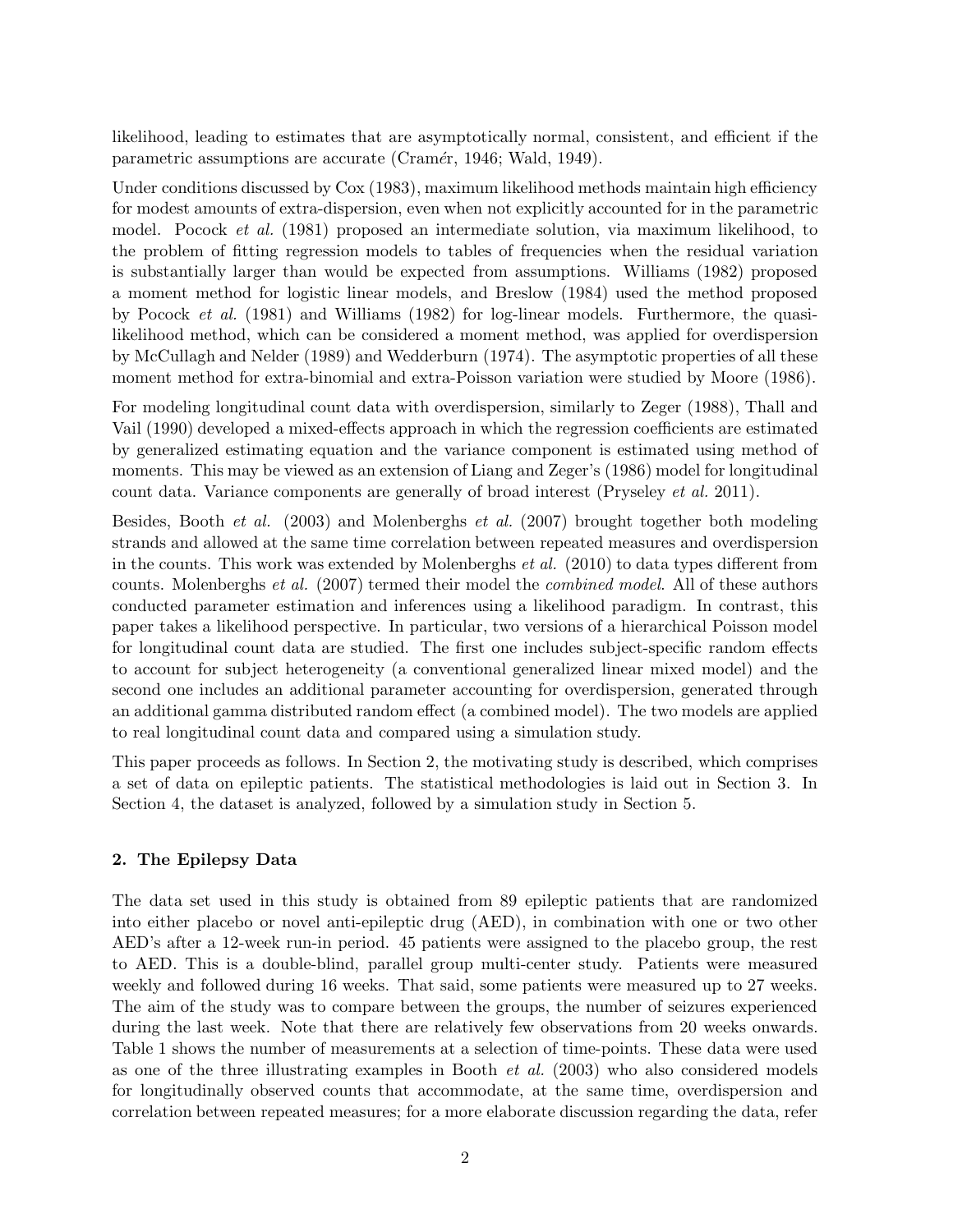likelihood, leading to estimates that are asymptotically normal, consistent, and efficient if the parametric assumptions are accurate (Cramér, 1946; Wald, 1949).

Under conditions discussed by Cox (1983), maximum likelihood methods maintain high efficiency for modest amounts of extra-dispersion, even when not explicitly accounted for in the parametric model. Pocock *et al.* (1981) proposed an intermediate solution, via maximum likelihood, to the problem of fitting regression models to tables of frequencies when the residual variation is substantially larger than would be expected from assumptions. Williams (1982) proposed a moment method for logistic linear models, and Breslow (1984) used the method proposed by Pocock *et al.* (1981) and Williams (1982) for log-linear models. Furthermore, the quasi-likelihood method, which can be considered a moment method, was applied for overdispersion by McCullagh and Nelder (1989) and Wedderburn (1974). The asymptotic properties of all these moment method for extra-binomial and extra-Poisson variation were studied by Moore (1986).

For modeling longitudinal count data with overdispersion, similarly to Zeger (1988), Thall and Vail (1990) developed a mixed-effects approach in which the regression coefficients are estimated by generalized estimating equation and the variance component is estimated using method of moments. This may be viewed as an extension of Liang and Zeger's (1986) model for longitudinal count data. Variance components are generally of broad interest (Pryseley *et al.* 2011).

Besides, Booth *et al.* (2003) and Molenberghs *et al.* (2007) brought together both modeling strands and allowed at the same time correlation between repeated measures and overdispersion in the counts. This work was extended by Molenberghs *et al.* (2010) to data types different from counts. Molenberghs *et al.* (2007) termed their model the *combined model*. All of these authors conducted parameter estimation and inferences using a likelihood paradigm. In contrast, this paper takes a likelihood perspective. In particular, two versions of a hierarchical Poisson model for longitudinal count data are studied. The first one includes subject-specific random effects to account for subject heterogeneity (a conventional generalized linear mixed model) and the second one includes an additional parameter accounting for overdispersion, generated through an additional gamma distributed random effect (a combined model). The two models are applied to real longitudinal count data and compared using a simulation study.

This paper proceeds as follows. In Section 2, the motivating study is described, which comprises a set of data on epileptic patients. The statistical methodologies is laid out in Section 3. In Section 4, the dataset is analyzed, followed by a simulation study in Section 5.

## 2. The Epilepsy Data

The data set used in this study is obtained from 89 epileptic patients that are randomized into either placebo or novel anti-epileptic drug (AED), in combination with one or two other AED's after a 12-week run-in period. 45 patients were assigned to the placebo group, the rest to AED. This is a double-blind, parallel group multi-center study. Patients were measured weekly and followed during 16 weeks. That said, some patients were measured up to 27 weeks. The aim of the study was to compare between the groups, the number of seizures experienced during the last week. Note that there are relatively few observations from 20 weeks onwards. Table 1 shows the number of measurements at a selection of time-points. These data were used as one of the three illustrating examples in Booth *et al.* (2003) who also considered models for longitudinally observed counts that accommodate, at the same time, overdispersion and correlation between repeated measures; for a more elaborate discussion regarding the data, refer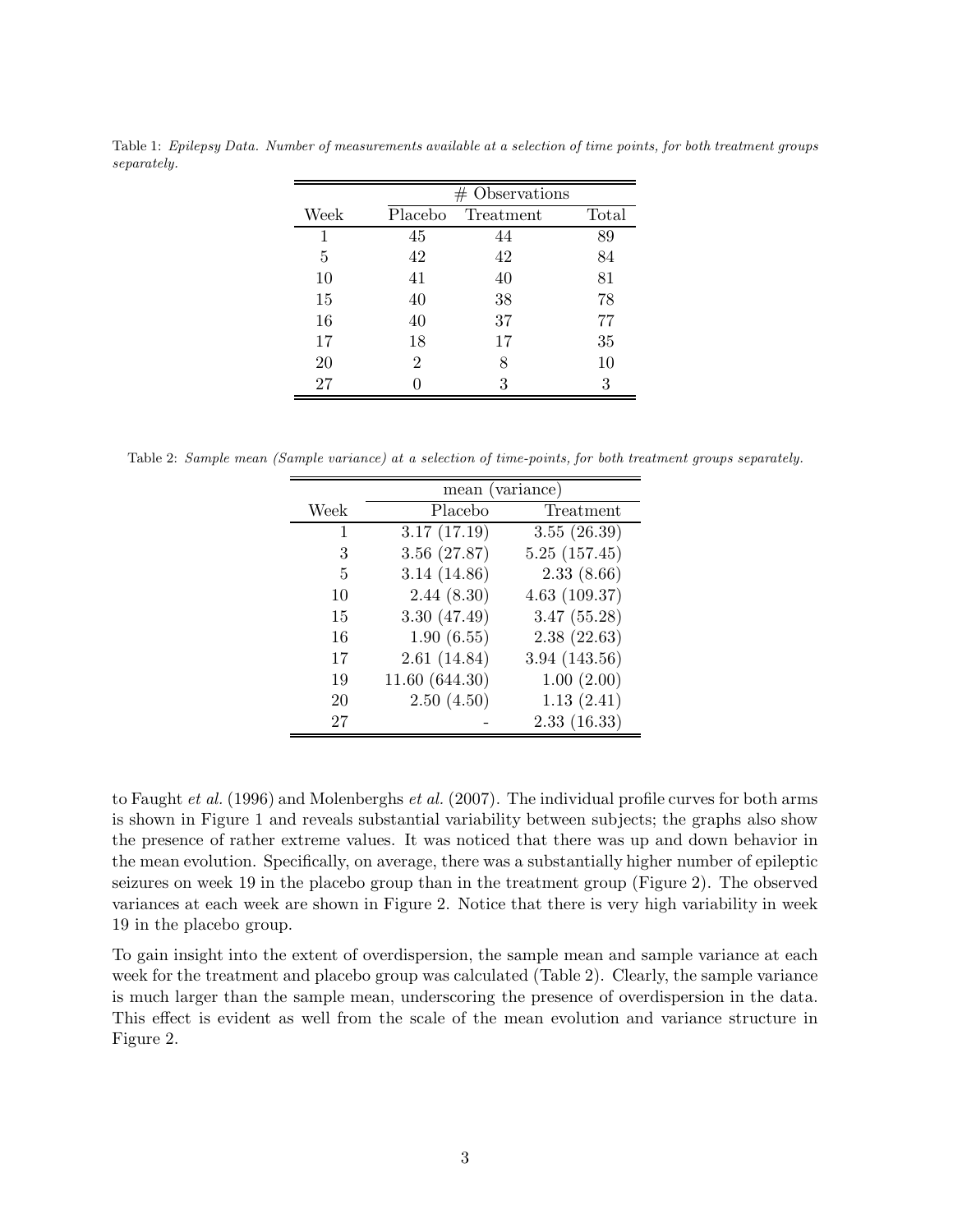Table 1: *Epilepsy Data. Number of measurements available at a selection of time points, for both treatment groups separately.*

| | # Observations | | |
|---|---|---|---|
| Week | Placebo | Treatment | Total |
| 1 | 45 | 44 | 89 |
| 5 | 42 | 42 | 84 |
| 10 | 41 | 40 | 81 |
| 15 | 40 | 38 | 78 |
| 16 | 40 | 37 | 77 |
| 17 | 18 | 17 | 35 |
| 20 | 2 | 8 | 10 |
| 27 | 0 | 3 | 3 |

Table 2: *Sample mean (Sample variance) at a selection of time-points, for both treatment groups separately.*

| | mean (variance) | |
|---|---|---|
| Week | Placebo | Treatment |
| 1 | 3.17 (17.19) | 3.55 (26.39) |
| 3 | 3.56 (27.87) | 5.25 (157.45) |
| 5 | 3.14 (14.86) | 2.33 (8.66) |
| 10 | 2.44 (8.30) | 4.63 (109.37) |
| 15 | 3.30 (47.49) | 3.47 (55.28) |
| 16 | 1.90 (6.55) | 2.38 (22.63) |
| 17 | 2.61 (14.84) | 3.94 (143.56) |
| 19 | 11.60 (644.30) | 1.00 (2.00) |
| 20 | 2.50 (4.50) | 1.13 (2.41) |
| 27 | - | 2.33 (16.33) |

to Faught *et al.* (1996) and Molenberghs *et al.* (2007). The individual profile curves for both arms is shown in Figure 1 and reveals substantial variability between subjects; the graphs also show the presence of rather extreme values. It was noticed that there was up and down behavior in the mean evolution. Specifically, on average, there was a substantially higher number of epileptic seizures on week 19 in the placebo group than in the treatment group (Figure 2). The observed variances at each week are shown in Figure 2. Notice that there is very high variability in week 19 in the placebo group.

To gain insight into the extent of overdispersion, the sample mean and sample variance at each week for the treatment and placebo group was calculated (Table 2). Clearly, the sample variance is much larger than the sample mean, underscoring the presence of overdispersion in the data. This effect is evident as well from the scale of the mean evolution and variance structure in Figure 2.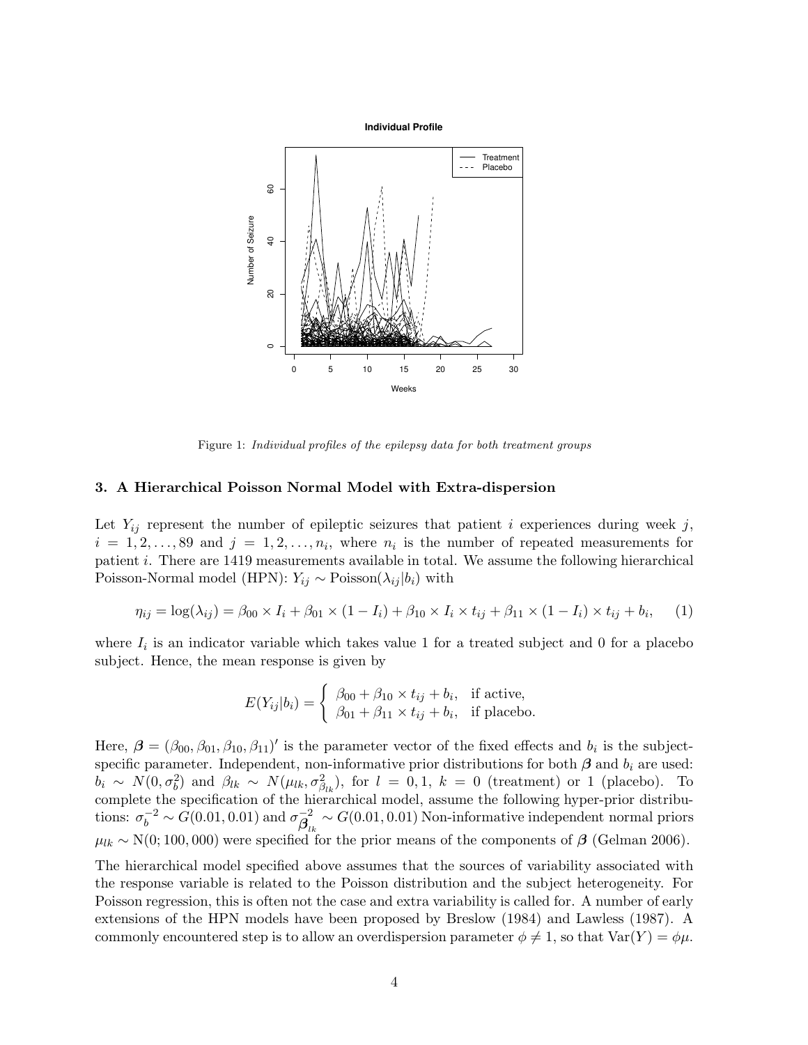Figure 1: *Individual profiles of the epilepsy data for both treatment groups*

### 3. A Hierarchical Poisson Normal Model with Extra-dispersion

Let $Y_{ij}$ represent the number of epileptic seizures that patient $i$ experiences during week $j$, $i = 1, 2, \ldots, 89$ and $j = 1, 2, \ldots, n_i$, where $n_i$ is the number of repeated measurements for patient $i$. There are 1419 measurements available in total. We assume the following hierarchical Poisson-Normal model (HPN): $Y_{ij} \sim \text{Poisson}(\lambda_{ij}|b_i)$ with

$$\eta_{ij} = \log(\lambda_{ij}) = \beta_{00} \times I_i + \beta_{01} \times (1 - I_i) + \beta_{10} \times I_i \times t_{ij} + \beta_{11} \times (1 - I_i) \times t_{ij} + b_i, \quad (1)$$

where $I_i$ is an indicator variable which takes value 1 for a treated subject and 0 for a placebo subject. Hence, the mean response is given by

$$E(Y_{ij}|b_i) = \begin{cases} \beta_{00} + \beta_{10} \times t_{ij} + b_i, & \text{if active,} \\ \beta_{01} + \beta_{11} \times t_{ij} + b_i, & \text{if placebo.} \end{cases}$$

Here, $\boldsymbol{\beta} = (\beta_{00}, \beta_{01}, \beta_{10}, \beta_{11})'$ is the parameter vector of the fixed effects and $b_i$ is the subject-specific parameter. Independent, non-informative prior distributions for both $\boldsymbol{\beta}$ and $b_i$ are used: $b_i \sim N(0, \sigma_b^2)$ and $\beta_{lk} \sim N(\mu_{lk}, \sigma^2_{\beta_{lk}})$, for $l = 0, 1$, $k = 0$ (treatment) or 1 (placebo). To complete the specification of the hierarchical model, assume the following hyper-prior distributions: $\sigma_b^{-2} \sim G(0.01, 0.01)$ and $\sigma^{-2}_{\boldsymbol{\beta}_{lk}} \sim G(0.01, 0.01)$ Non-informative independent normal priors $\mu_{lk} \sim \text{N}(0; 100, 000)$ were specified for the prior means of the components of $\boldsymbol{\beta}$ (Gelman 2006).

The hierarchical model specified above assumes that the sources of variability associated with the response variable is related to the Poisson distribution and the subject heterogeneity. For Poisson regression, this is often not the case and extra variability is called for. A number of early extensions of the HPN models have been proposed by Breslow (1984) and Lawless (1987). A commonly encountered step is to allow an overdispersion parameter $\phi \neq 1$, so that $\text{Var}(Y) = \phi\mu$.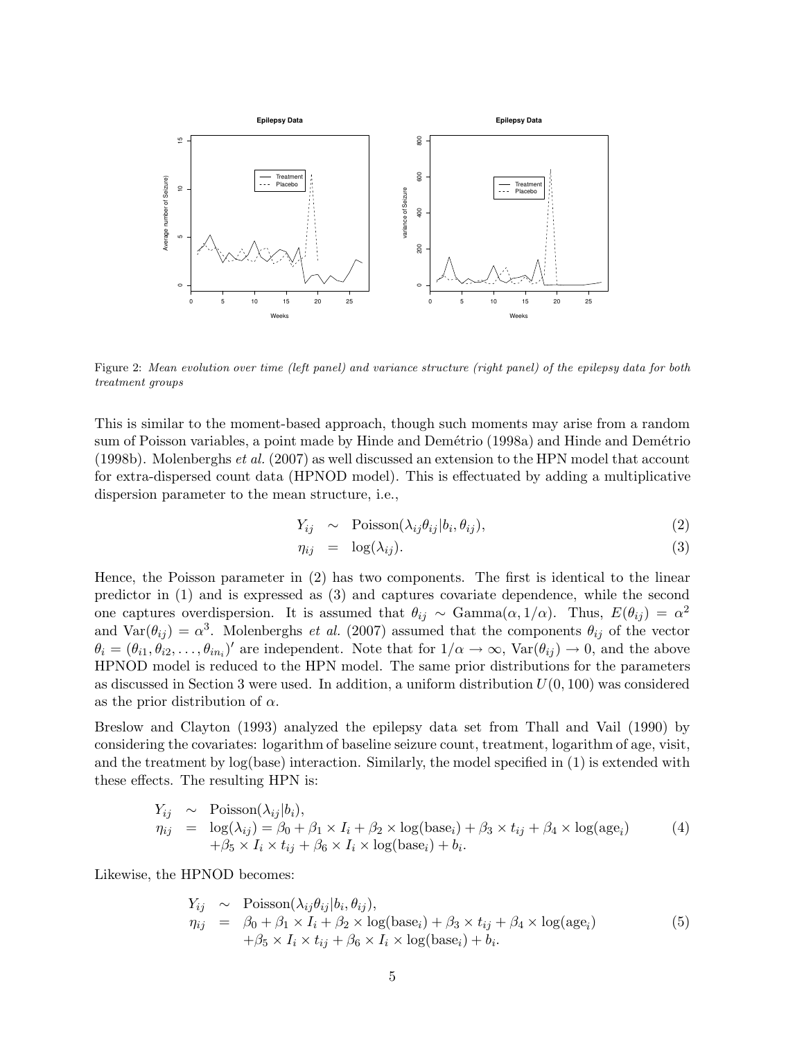Figure 2: *Mean evolution over time (left panel) and variance structure (right panel) of the epilepsy data for both treatment groups*

This is similar to the moment-based approach, though such moments may arise from a random sum of Poisson variables, a point made by Hinde and Demétrio (1998a) and Hinde and Demétrio (1998b). Molenberghs *et al.* (2007) as well discussed an extension to the HPN model that account for extra-dispersed count data (HPNOD model). This is effectuated by adding a multiplicative dispersion parameter to the mean structure, i.e.,

$$Y_{ij} \sim \text{Poisson}(\lambda_{ij}\theta_{ij}|b_i, \theta_{ij}), \tag{2}$$

$$\eta_{ij} = \log(\lambda_{ij}). \tag{3}$$

Hence, the Poisson parameter in (2) has two components. The first is identical to the linear predictor in (1) and is expressed as (3) and captures covariate dependence, while the second one captures overdispersion. It is assumed that $\theta_{ij} \sim \text{Gamma}(\alpha, 1/\alpha)$. Thus, $E(\theta_{ij}) = \alpha^2$ and $\text{Var}(\theta_{ij}) = \alpha^3$. Molenberghs *et al.* (2007) assumed that the components $\theta_{ij}$ of the vector $\theta_i = (\theta_{i1}, \theta_{i2}, \ldots, \theta_{in_i})'$ are independent. Note that for $1/\alpha \to \infty$, $\text{Var}(\theta_{ij}) \to 0$, and the above HPNOD model is reduced to the HPN model. The same prior distributions for the parameters as discussed in Section 3 were used. In addition, a uniform distribution $U(0, 100)$ was considered as the prior distribution of $\alpha$.

Breslow and Clayton (1993) analyzed the epilepsy data set from Thall and Vail (1990) by considering the covariates: logarithm of baseline seizure count, treatment, logarithm of age, visit, and the treatment by log(base) interaction. Similarly, the model specified in (1) is extended with these effects. The resulting HPN is:

$$\begin{aligned} Y_{ij} &\sim \text{Poisson}(\lambda_{ij}|b_i), \\ \eta_{ij} &= \log(\lambda_{ij}) = \beta_0 + \beta_1 \times I_i + \beta_2 \times \log(\text{base}_i) + \beta_3 \times t_{ij} + \beta_4 \times \log(\text{age}_i) \\ &\quad + \beta_5 \times I_i \times t_{ij} + \beta_6 \times I_i \times \log(\text{base}_i) + b_i. \end{aligned} \tag{4}$$

Likewise, the HPNOD becomes:

$$\begin{aligned} Y_{ij} &\sim \text{Poisson}(\lambda_{ij}\theta_{ij}|b_i, \theta_{ij}), \\ \eta_{ij} &= \beta_0 + \beta_1 \times I_i + \beta_2 \times \log(\text{base}_i) + \beta_3 \times t_{ij} + \beta_4 \times \log(\text{age}_i) \\ &\quad + \beta_5 \times I_i \times t_{ij} + \beta_6 \times I_i \times \log(\text{base}_i) + b_i. \end{aligned} \tag{5}$$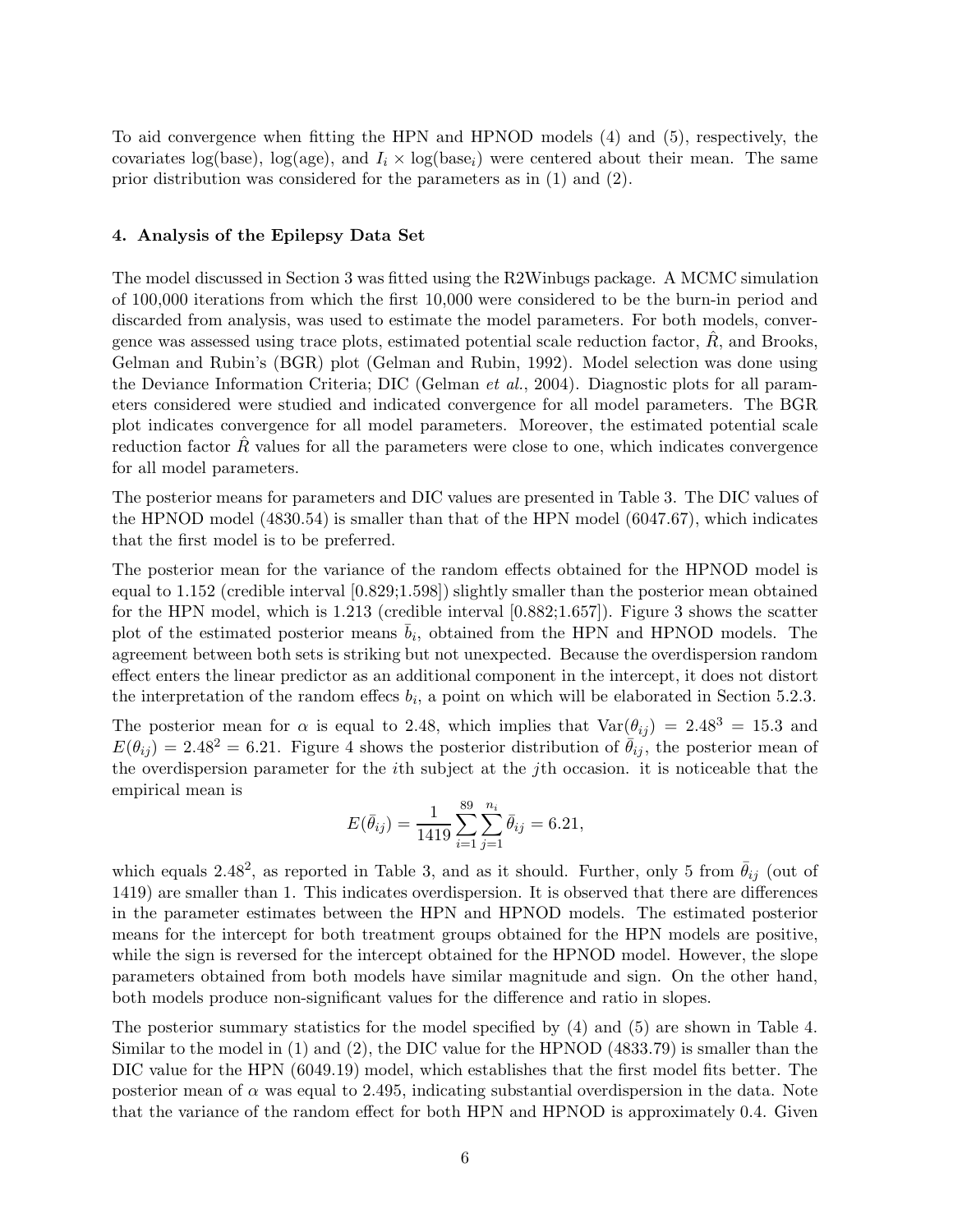To aid convergence when fitting the HPN and HPNOD models (4) and (5), respectively, the covariates log(base), log(age), and $I_i \times \log(\text{base}_i)$ were centered about their mean. The same prior distribution was considered for the parameters as in (1) and (2).

### 4. Analysis of the Epilepsy Data Set

The model discussed in Section 3 was fitted using the R2Winbugs package. A MCMC simulation of 100,000 iterations from which the first 10,000 were considered to be the burn-in period and discarded from analysis, was used to estimate the model parameters. For both models, convergence was assessed using trace plots, estimated potential scale reduction factor, $\hat{R}$, and Brooks, Gelman and Rubin's (BGR) plot (Gelman and Rubin, 1992). Model selection was done using the Deviance Information Criteria; DIC (Gelman *et al.*, 2004). Diagnostic plots for all parameters considered were studied and indicated convergence for all model parameters. The BGR plot indicates convergence for all model parameters. Moreover, the estimated potential scale reduction factor $\hat{R}$ values for all the parameters were close to one, which indicates convergence for all model parameters.

The posterior means for parameters and DIC values are presented in Table 3. The DIC values of the HPNOD model (4830.54) is smaller than that of the HPN model (6047.67), which indicates that the first model is to be preferred.

The posterior mean for the variance of the random effects obtained for the HPNOD model is equal to 1.152 (credible interval [0.829;1.598]) slightly smaller than the posterior mean obtained for the HPN model, which is 1.213 (credible interval [0.882;1.657]). Figure 3 shows the scatter plot of the estimated posterior means $\bar{b}_i$, obtained from the HPN and HPNOD models. The agreement between both sets is striking but not unexpected. Because the overdispersion random effect enters the linear predictor as an additional component in the intercept, it does not distort the interpretation of the random effecs $b_i$, a point on which will be elaborated in Section 5.2.3.

The posterior mean for $\alpha$ is equal to 2.48, which implies that $\text{Var}(\theta_{ij}) = 2.48^3 = 15.3$ and $E(\theta_{ij}) = 2.48^2 = 6.21$. Figure 4 shows the posterior distribution of $\bar{\theta}_{ij}$, the posterior mean of the overdispersion parameter for the $i$th subject at the $j$th occasion. it is noticeable that the empirical mean is

$$E(\bar{\theta}_{ij}) = \frac{1}{1419} \sum_{i=1}^{89} \sum_{j=1}^{n_i} \bar{\theta}_{ij} = 6.21,$$

which equals $2.48^2$, as reported in Table 3, and as it should. Further, only 5 from $\bar{\theta}_{ij}$ (out of 1419) are smaller than 1. This indicates overdispersion. It is observed that there are differences in the parameter estimates between the HPN and HPNOD models. The estimated posterior means for the intercept for both treatment groups obtained for the HPN models are positive, while the sign is reversed for the intercept obtained for the HPNOD model. However, the slope parameters obtained from both models have similar magnitude and sign. On the other hand, both models produce non-significant values for the difference and ratio in slopes.

The posterior summary statistics for the model specified by (4) and (5) are shown in Table 4. Similar to the model in (1) and (2), the DIC value for the HPNOD (4833.79) is smaller than the DIC value for the HPN (6049.19) model, which establishes that the first model fits better. The posterior mean of $\alpha$ was equal to 2.495, indicating substantial overdispersion in the data. Note that the variance of the random effect for both HPN and HPNOD is approximately 0.4. Given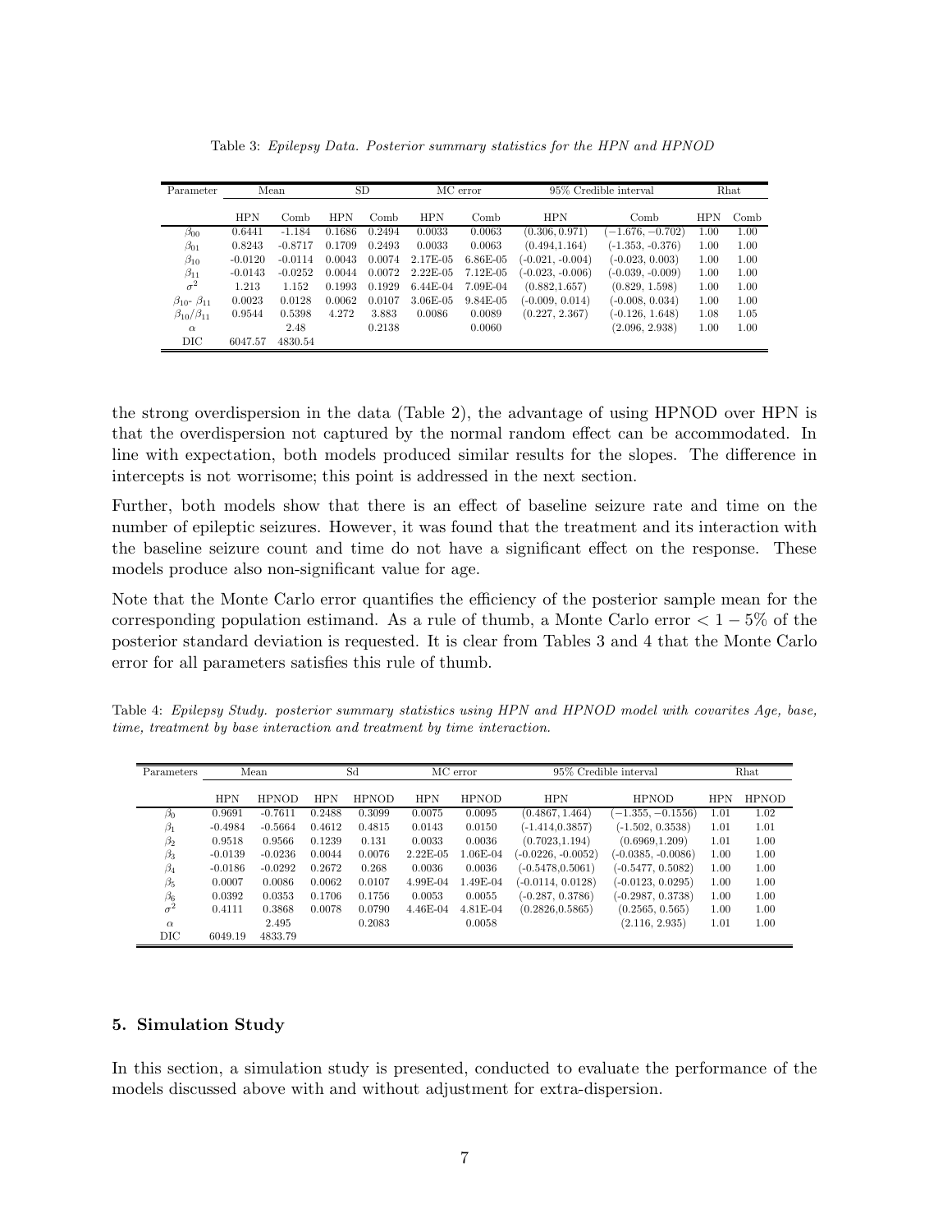Table 3: *Epilepsy Data. Posterior summary statistics for the HPN and HPNOD*

| Parameter | Mean | | SD | | MC error | | 95% Credible interval | | Rhat | |
|---|---|---|---|---|---|---|---|---|---|---|
| | HPN | Comb | HPN | Comb | HPN | Comb | HPN | Comb | HPN | Comb |
| $\beta_{00}$ | 0.6441 | -1.184 | 0.1686 | 0.2494 | 0.0033 | 0.0063 | (0.306, 0.971) | $(-1.676, -0.702)$ | 1.00 | 1.00 |
| $\beta_{01}$ | 0.8243 | -0.8717 | 0.1709 | 0.2493 | 0.0033 | 0.0063 | (0.494,1.164) | (-1.353, -0.376) | 1.00 | 1.00 |
| $\beta_{10}$ | -0.0120 | -0.0114 | 0.0043 | 0.0074 | 2.17E-05 | 6.86E-05 | (-0.021, -0.004) | (-0.023, 0.003) | 1.00 | 1.00 |
| $\beta_{11}$ | -0.0143 | -0.0252 | 0.0044 | 0.0072 | 2.22E-05 | 7.12E-05 | (-0.023, -0.006) | (-0.039, -0.009) | 1.00 | 1.00 |
| $\sigma^2$ | 1.213 | 1.152 | 0.1993 | 0.1929 | 6.44E-04 | 7.09E-04 | (0.882,1.657) | (0.829, 1.598) | 1.00 | 1.00 |
| $\beta_{10}$- $\beta_{11}$ | 0.0023 | 0.0128 | 0.0062 | 0.0107 | 3.06E-05 | 9.84E-05 | (-0.009, 0.014) | (-0.008, 0.034) | 1.00 | 1.00 |
| $\beta_{10}/\beta_{11}$ | 0.9544 | 0.5398 | 4.272 | 3.883 | 0.0086 | 0.0089 | (0.227, 2.367) | (-0.126, 1.648) | 1.08 | 1.05 |
| $\alpha$ | | 2.48 | | 0.2138 | | 0.0060 | | (2.096, 2.938) | 1.00 | 1.00 |
| DIC | 6047.57 | 4830.54 | | | | | | | | |

the strong overdispersion in the data (Table 2), the advantage of using HPNOD over HPN is that the overdispersion not captured by the normal random effect can be accommodated. In line with expectation, both models produced similar results for the slopes. The difference in intercepts is not worrisome; this point is addressed in the next section.

Further, both models show that there is an effect of baseline seizure rate and time on the number of epileptic seizures. However, it was found that the treatment and its interaction with the baseline seizure count and time do not have a significant effect on the response. These models produce also non-significant value for age.

Note that the Monte Carlo error quantifies the efficiency of the posterior sample mean for the corresponding population estimand. As a rule of thumb, a Monte Carlo error $< 1-5\%$ of the posterior standard deviation is requested. It is clear from Tables 3 and 4 that the Monte Carlo error for all parameters satisfies this rule of thumb.

Table 4: *Epilepsy Study. posterior summary statistics using HPN and HPNOD model with covarites Age, base, time, treatment by base interaction and treatment by time interaction.*

| Parameters | Mean | | Sd | | MC error | | 95% Credible interval | | Rhat | |
|---|---|---|---|---|---|---|---|---|---|---|
| | HPN | HPNOD | HPN | HPNOD | HPN | HPNOD | HPN | HPNOD | HPN | HPNOD |
| $\beta_0$ | 0.9691 | -0.7611 | 0.2488 | 0.3099 | 0.0075 | 0.0095 | (0.4867, 1.464) | $(-1.355, -0.1556)$ | 1.01 | 1.02 |
| $\beta_1$ | -0.4984 | -0.5664 | 0.4612 | 0.4815 | 0.0143 | 0.0150 | (-1.414,0.3857) | (-1.502, 0.3538) | 1.01 | 1.01 |
| $\beta_2$ | 0.9518 | 0.9566 | 0.1239 | 0.131 | 0.0033 | 0.0036 | (0.7023,1.194) | (0.6969,1.209) | 1.01 | 1.00 |
| $\beta_3$ | -0.0139 | -0.0236 | 0.0044 | 0.0076 | 2.22E-05 | 1.06E-04 | (-0.0226, -0.0052) | (-0.0385, -0.0086) | 1.00 | 1.00 |
| $\beta_4$ | -0.0186 | -0.0292 | 0.2672 | 0.268 | 0.0036 | 0.0036 | (-0.5478,0.5061) | (-0.5477, 0.5082) | 1.00 | 1.00 |
| $\beta_5$ | 0.0007 | 0.0086 | 0.0062 | 0.0107 | 4.99E-04 | 1.49E-04 | (-0.0114, 0.0128) | (-0.0123, 0.0295) | 1.00 | 1.00 |
| $\beta_6$ | 0.0392 | 0.0353 | 0.1706 | 0.1756 | 0.0053 | 0.0055 | (-0.287, 0.3786) | (-0.2987, 0.3738) | 1.00 | 1.00 |
| $\sigma^2$ | 0.4111 | 0.3868 | 0.0078 | 0.0790 | 4.46E-04 | 4.81E-04 | (0.2826,0.5865) | (0.2565, 0.565) | 1.00 | 1.00 |
| $\alpha$ | | 2.495 | | 0.2083 | | 0.0058 | | (2.116, 2.935) | 1.01 | 1.00 |
| DIC | 6049.19 | 4833.79 | | | | | | | | |

## 5. Simulation Study

In this section, a simulation study is presented, conducted to evaluate the performance of the models discussed above with and without adjustment for extra-dispersion.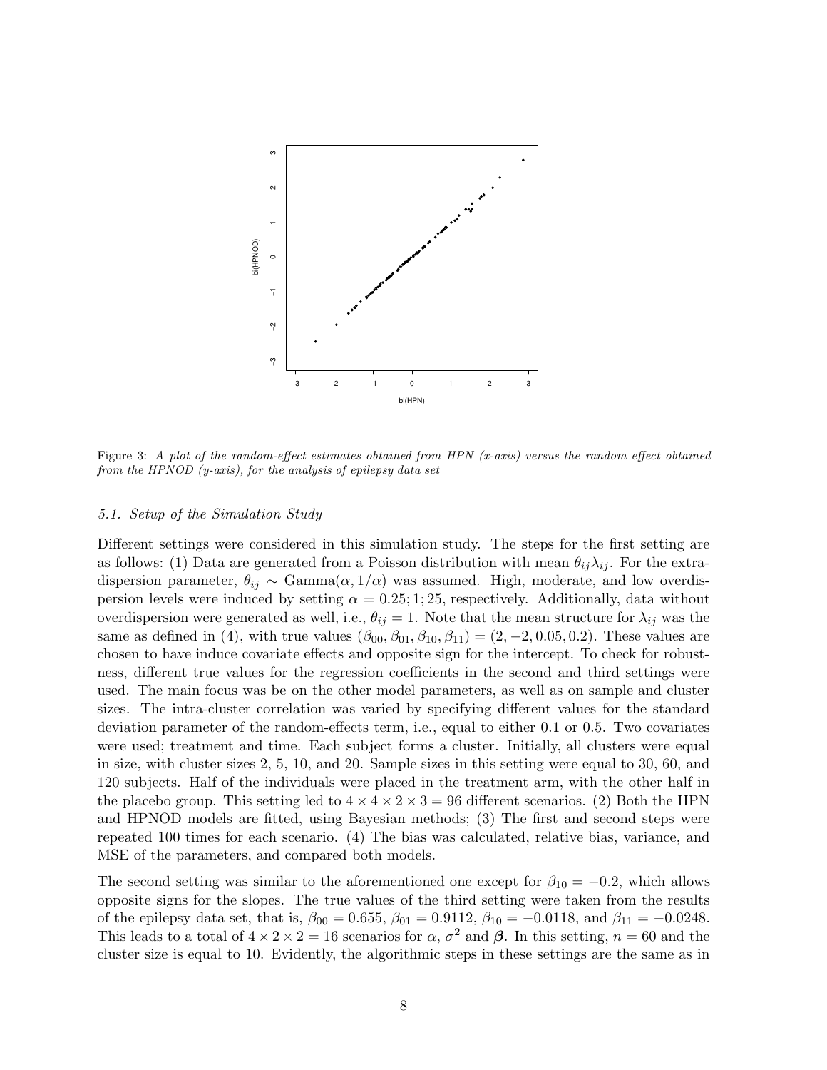Figure 3: *A plot of the random-effect estimates obtained from HPN (x-axis) versus the random effect obtained from the HPNOD (y-axis), for the analysis of epilepsy data set*

### *5.1. Setup of the Simulation Study*

Different settings were considered in this simulation study. The steps for the first setting are as follows: (1) Data are generated from a Poisson distribution with mean $\theta_{ij}\lambda_{ij}$. For the extra-dispersion parameter, $\theta_{ij} \sim \text{Gamma}(\alpha, 1/\alpha)$ was assumed. High, moderate, and low overdispersion levels were induced by setting $\alpha = 0.25; 1; 25$, respectively. Additionally, data without overdispersion were generated as well, i.e., $\theta_{ij} = 1$. Note that the mean structure for $\lambda_{ij}$ was the same as defined in (4), with true values $(\beta_{00}, \beta_{01}, \beta_{10}, \beta_{11}) = (2, -2, 0.05, 0.2)$. These values are chosen to have induce covariate effects and opposite sign for the intercept. To check for robustness, different true values for the regression coefficients in the second and third settings were used. The main focus was be on the other model parameters, as well as on sample and cluster sizes. The intra-cluster correlation was varied by specifying different values for the standard deviation parameter of the random-effects term, i.e., equal to either 0.1 or 0.5. Two covariates were used; treatment and time. Each subject forms a cluster. Initially, all clusters were equal in size, with cluster sizes 2, 5, 10, and 20. Sample sizes in this setting were equal to 30, 60, and 120 subjects. Half of the individuals were placed in the treatment arm, with the other half in the placebo group. This setting led to $4 \times 4 \times 2 \times 3 = 96$ different scenarios. (2) Both the HPN and HPNOD models are fitted, using Bayesian methods; (3) The first and second steps were repeated 100 times for each scenario. (4) The bias was calculated, relative bias, variance, and MSE of the parameters, and compared both models.

The second setting was similar to the aforementioned one except for $\beta_{10} = -0.2$, which allows opposite signs for the slopes. The true values of the third setting were taken from the results of the epilepsy data set, that is, $\beta_{00} = 0.655$, $\beta_{01} = 0.9112$, $\beta_{10} = -0.0118$, and $\beta_{11} = -0.0248$. This leads to a total of $4 \times 2 \times 2 = 16$ scenarios for $\alpha$, $\sigma^2$ and $\boldsymbol{\beta}$. In this setting, $n = 60$ and the cluster size is equal to 10. Evidently, the algorithmic steps in these settings are the same as in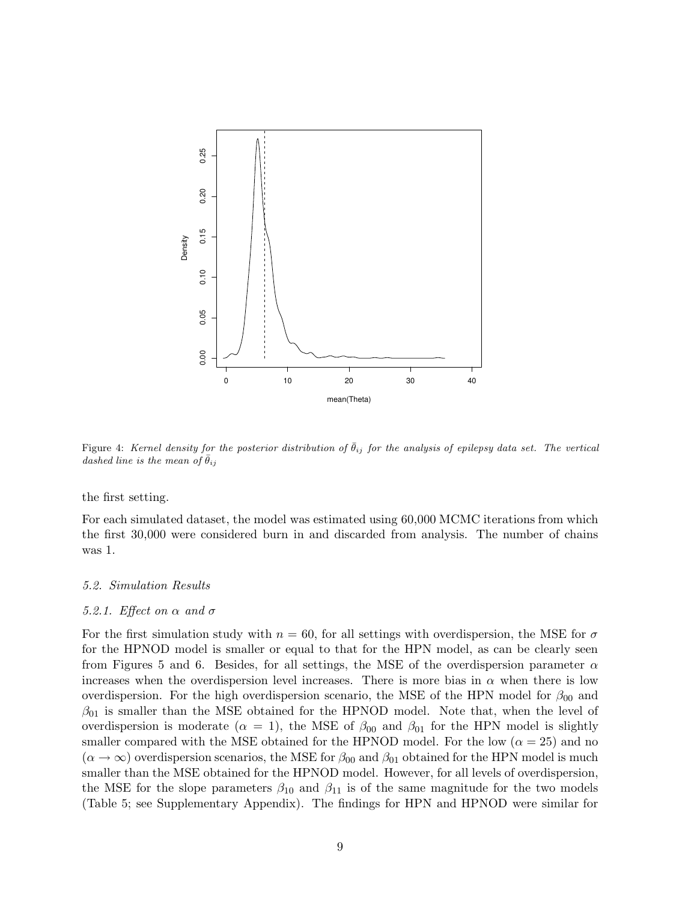Figure 4: *Kernel density for the posterior distribution of $\bar{\theta}_{ij}$ for the analysis of epilepsy data set. The vertical dashed line is the mean of $\bar{\theta}_{ij}$*

the first setting.

For each simulated dataset, the model was estimated using 60,000 MCMC iterations from which the first 30,000 were considered burn in and discarded from analysis. The number of chains was 1.

### *5.2. Simulation Results*

#### *5.2.1. Effect on $\alpha$ and $\sigma$*

For the first simulation study with $n = 60$, for all settings with overdispersion, the MSE for $\sigma$ for the HPNOD model is smaller or equal to that for the HPN model, as can be clearly seen from Figures 5 and 6. Besides, for all settings, the MSE of the overdispersion parameter $\alpha$ increases when the overdispersion level increases. There is more bias in $\alpha$ when there is low overdispersion. For the high overdispersion scenario, the MSE of the HPN model for $\beta_{00}$ and $\beta_{01}$ is smaller than the MSE obtained for the HPNOD model. Note that, when the level of overdispersion is moderate ($\alpha = 1$), the MSE of $\beta_{00}$ and $\beta_{01}$ for the HPN model is slightly smaller compared with the MSE obtained for the HPNOD model. For the low ($\alpha = 25$) and no ($\alpha \to \infty$) overdispersion scenarios, the MSE for $\beta_{00}$ and $\beta_{01}$ obtained for the HPN model is much smaller than the MSE obtained for the HPNOD model. However, for all levels of overdispersion, the MSE for the slope parameters $\beta_{10}$ and $\beta_{11}$ is of the same magnitude for the two models (Table 5; see Supplementary Appendix). The findings for HPN and HPNOD were similar for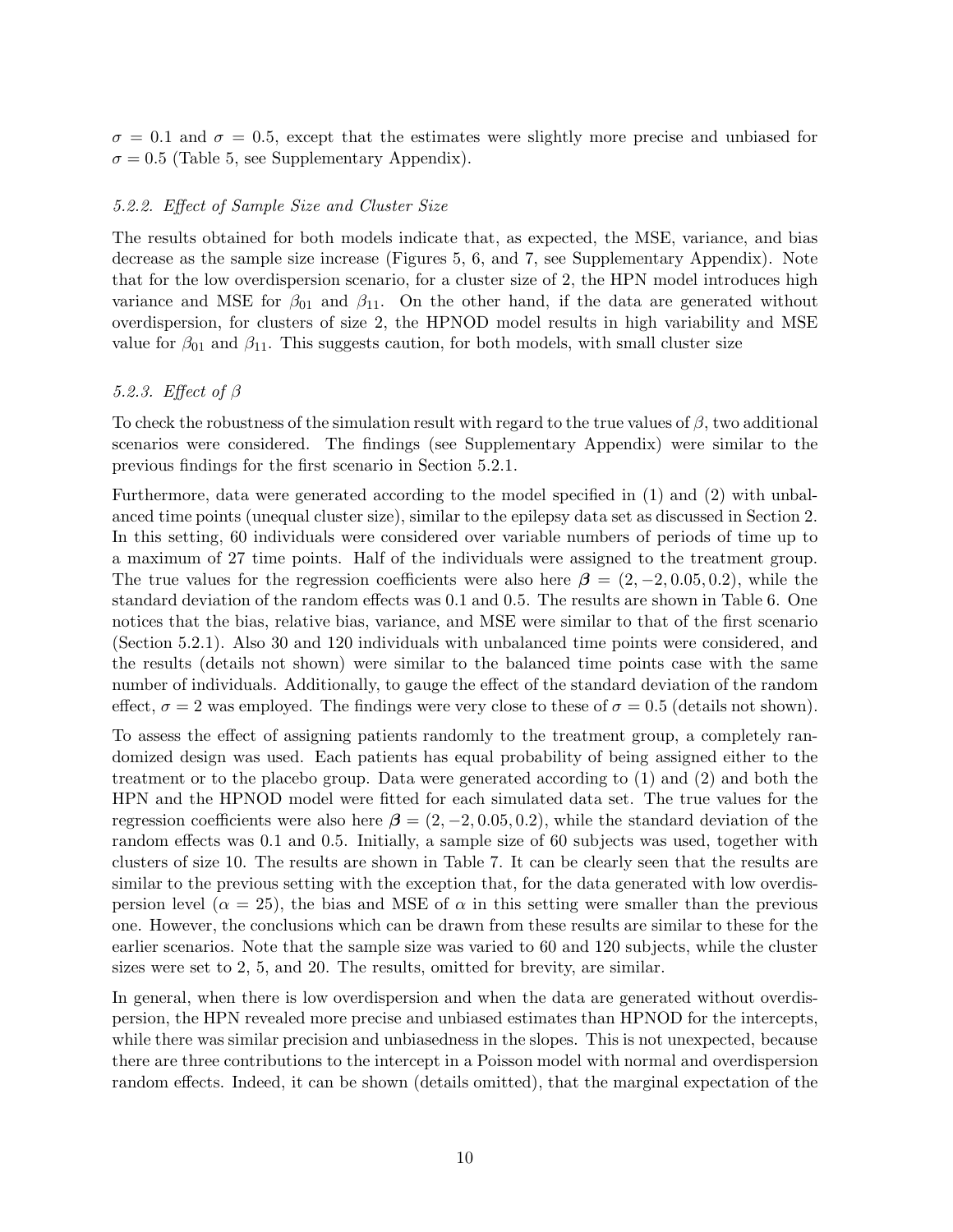$\sigma = 0.1$ and $\sigma = 0.5$, except that the estimates were slightly more precise and unbiased for $\sigma = 0.5$ (Table 5, see Supplementary Appendix).

#### 5.2.2. Effect of Sample Size and Cluster Size

The results obtained for both models indicate that, as expected, the MSE, variance, and bias decrease as the sample size increase (Figures 5, 6, and 7, see Supplementary Appendix). Note that for the low overdispersion scenario, for a cluster size of 2, the HPN model introduces high variance and MSE for $\beta_{01}$ and $\beta_{11}$. On the other hand, if the data are generated without overdispersion, for clusters of size 2, the HPNOD model results in high variability and MSE value for $\beta_{01}$ and $\beta_{11}$. This suggests caution, for both models, with small cluster size

#### 5.2.3. Effect of $\beta$

To check the robustness of the simulation result with regard to the true values of $\beta$, two additional scenarios were considered. The findings (see Supplementary Appendix) were similar to the previous findings for the first scenario in Section 5.2.1.

Furthermore, data were generated according to the model specified in (1) and (2) with unbalanced time points (unequal cluster size), similar to the epilepsy data set as discussed in Section 2. In this setting, 60 individuals were considered over variable numbers of periods of time up to a maximum of 27 time points. Half of the individuals were assigned to the treatment group. The true values for the regression coefficients were also here $\boldsymbol{\beta} = (2, -2, 0.05, 0.2)$, while the standard deviation of the random effects was 0.1 and 0.5. The results are shown in Table 6. One notices that the bias, relative bias, variance, and MSE were similar to that of the first scenario (Section 5.2.1). Also 30 and 120 individuals with unbalanced time points were considered, and the results (details not shown) were similar to the balanced time points case with the same number of individuals. Additionally, to gauge the effect of the standard deviation of the random effect, $\sigma = 2$ was employed. The findings were very close to these of $\sigma = 0.5$ (details not shown).

To assess the effect of assigning patients randomly to the treatment group, a completely randomized design was used. Each patients has equal probability of being assigned either to the treatment or to the placebo group. Data were generated according to (1) and (2) and both the HPN and the HPNOD model were fitted for each simulated data set. The true values for the regression coefficients were also here $\boldsymbol{\beta} = (2, -2, 0.05, 0.2)$, while the standard deviation of the random effects was 0.1 and 0.5. Initially, a sample size of 60 subjects was used, together with clusters of size 10. The results are shown in Table 7. It can be clearly seen that the results are similar to the previous setting with the exception that, for the data generated with low overdispersion level ($\alpha = 25$), the bias and MSE of $\alpha$ in this setting were smaller than the previous one. However, the conclusions which can be drawn from these results are similar to these for the earlier scenarios. Note that the sample size was varied to 60 and 120 subjects, while the cluster sizes were set to 2, 5, and 20. The results, omitted for brevity, are similar.

In general, when there is low overdispersion and when the data are generated without overdispersion, the HPN revealed more precise and unbiased estimates than HPNOD for the intercepts, while there was similar precision and unbiasedness in the slopes. This is not unexpected, because there are three contributions to the intercept in a Poisson model with normal and overdispersion random effects. Indeed, it can be shown (details omitted), that the marginal expectation of the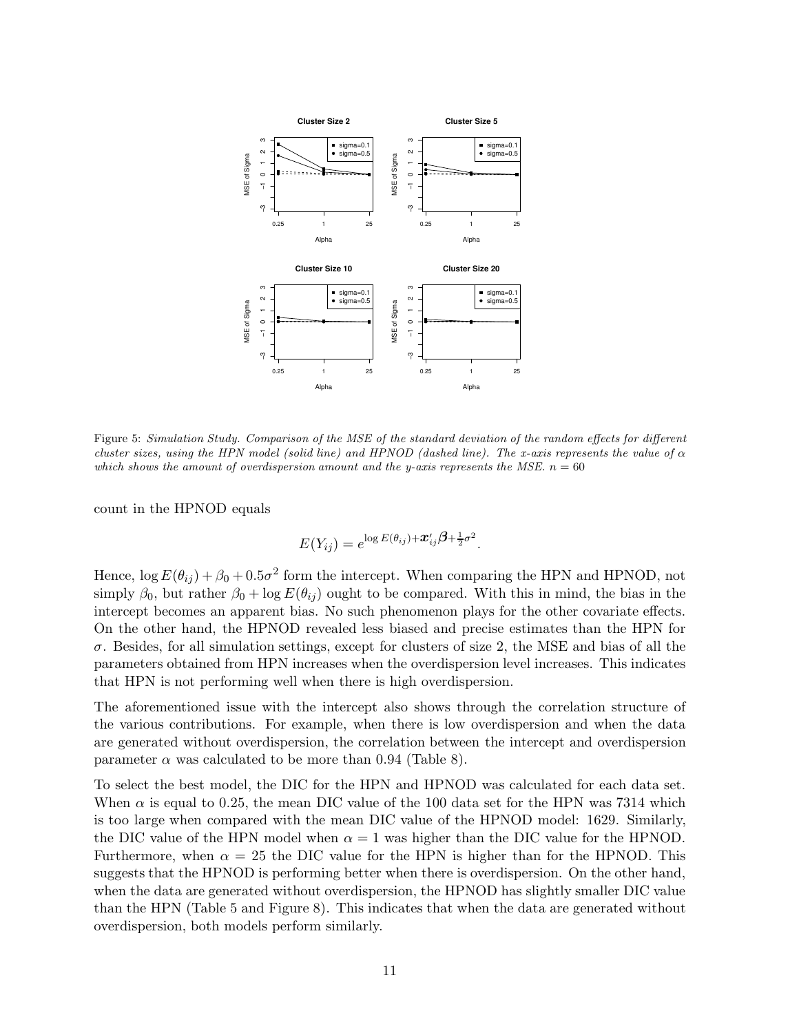Figure 5: *Simulation Study. Comparison of the MSE of the standard deviation of the random effects for different cluster sizes, using the HPN model (solid line) and HPNOD (dashed line). The x-axis represents the value of $\alpha$ which shows the amount of overdispersion amount and the y-axis represents the MSE. $n = 60$*

count in the HPNOD equals

$$E(Y_{ij}) = e^{\log E(\theta_{ij}) + \boldsymbol{x}'_{ij}\boldsymbol{\beta} + \frac{1}{2}\sigma^2}.$$

Hence, $\log E(\theta_{ij}) + \beta_0 + 0.5\sigma^2$ form the intercept. When comparing the HPN and HPNOD, not simply $\beta_0$, but rather $\beta_0 + \log E(\theta_{ij})$ ought to be compared. With this in mind, the bias in the intercept becomes an apparent bias. No such phenomenon plays for the other covariate effects. On the other hand, the HPNOD revealed less biased and precise estimates than the HPN for $\sigma$. Besides, for all simulation settings, except for clusters of size 2, the MSE and bias of all the parameters obtained from HPN increases when the overdispersion level increases. This indicates that HPN is not performing well when there is high overdispersion.

The aforementioned issue with the intercept also shows through the correlation structure of the various contributions. For example, when there is low overdispersion and when the data are generated without overdispersion, the correlation between the intercept and overdispersion parameter $\alpha$ was calculated to be more than 0.94 (Table 8).

To select the best model, the DIC for the HPN and HPNOD was calculated for each data set. When $\alpha$ is equal to 0.25, the mean DIC value of the 100 data set for the HPN was 7314 which is too large when compared with the mean DIC value of the HPNOD model: 1629. Similarly, the DIC value of the HPN model when $\alpha = 1$ was higher than the DIC value for the HPNOD. Furthermore, when $\alpha = 25$ the DIC value for the HPN is higher than for the HPNOD. This suggests that the HPNOD is performing better when there is overdispersion. On the other hand, when the data are generated without overdispersion, the HPNOD has slightly smaller DIC value than the HPN (Table 5 and Figure 8). This indicates that when the data are generated without overdispersion, both models perform similarly.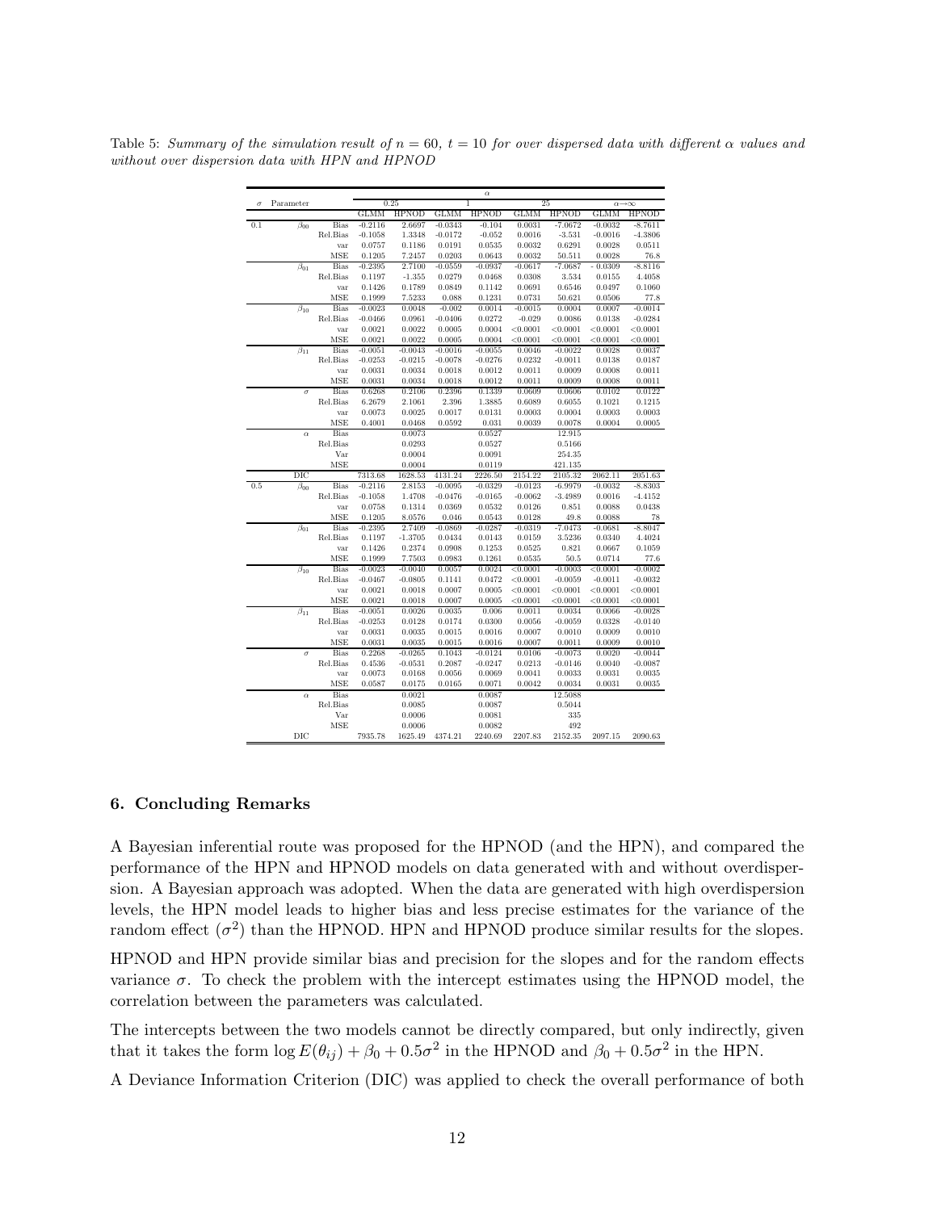Table 5: *Summary of the simulation result of $n = 60$, $t = 10$ for over dispersed data with different $\alpha$ values and without over dispersion data with HPN and HPNOD*

| $\sigma$ | Parameter | | $\alpha$ | | | | | | | |
|---|---|---|---|---|---|---|---|---|---|---|
| | | | 0.25 | | 1 | | 25 | | $\alpha\to\infty$ | |
| | | | GLMM | HPNOD | GLMM | HPNOD | GLMM | HPNOD | GLMM | HPNOD |
| 0.1 | $\beta_{00}$ | Bias | -0.2116 | 2.6697 | -0.0343 | -0.104 | 0.0031 | -7.0672 | -0.0032 | -8.7611 |
| | | Rel.Bias | -0.1058 | 1.3348 | -0.0172 | -0.052 | 0.0016 | -3.531 | -0.0016 | -4.3806 |
| | | var | 0.0757 | 0.1186 | 0.0191 | 0.0535 | 0.0032 | 0.6291 | 0.0028 | 0.0511 |
| | | MSE | 0.1205 | 7.2457 | 0.0203 | 0.0643 | 0.0032 | 50.511 | 0.0028 | 76.8 |
| | $\beta_{01}$ | Bias | -0.2395 | 2.7100 | -0.0559 | -0.0937 | -0.0617 | -7.0687 | - 0.0309 | -8.8116 |
| | | Rel.Bias | 0.1197 | -1.355 | 0.0279 | 0.0468 | 0.0308 | 3.534 | 0.0155 | 4.4058 |
| | | var | 0.1426 | 0.1789 | 0.0849 | 0.1142 | 0.0691 | 0.6546 | 0.0497 | 0.1060 |
| | | MSE | 0.1999 | 7.5233 | 0.088 | 0.1231 | 0.0731 | 50.621 | 0.0506 | 77.8 |
| | $\beta_{10}$ | Bias | -0.0023 | 0.0048 | -0.002 | 0.0014 | -0.0015 | 0.0004 | 0.0007 | -0.0014 |
| | | Rel.Bias | -0.0466 | 0.0961 | -0.0406 | 0.0272 | -0.029 | 0.0086 | 0.0138 | -0.0284 |
| | | var | 0.0021 | 0.0022 | 0.0005 | 0.0004 | <0.0001 | <0.0001 | <0.0001 | <0.0001 |
| | | MSE | 0.0021 | 0.0022 | 0.0005 | 0.0004 | <0.0001 | <0.0001 | <0.0001 | <0.0001 |
| | $\beta_{11}$ | Bias | -0.0051 | -0.0043 | -0.0016 | -0.0055 | 0.0046 | -0.0022 | 0.0028 | 0.0037 |
| | | Rel.Bias | -0.0253 | -0.0215 | -0.0078 | -0.0276 | 0.0232 | -0.0011 | 0.0138 | 0.0187 |
| | | var | 0.0031 | 0.0034 | 0.0018 | 0.0012 | 0.0011 | 0.0009 | 0.0008 | 0.0011 |
| | | MSE | 0.0031 | 0.0034 | 0.0018 | 0.0012 | 0.0011 | 0.0009 | 0.0008 | 0.0011 |
| | $\sigma$ | Bias | 0.6268 | 0.2106 | 0.2396 | 0.1339 | 0.0609 | 0.0606 | 0.0102 | 0.0122 |
| | | Rel.Bias | 6.2679 | 2.1061 | 2.396 | 1.3885 | 0.6089 | 0.6055 | 0.1021 | 0.1215 |
| | | var | 0.0073 | 0.0025 | 0.0017 | 0.0131 | 0.0003 | 0.0004 | 0.0003 | 0.0003 |
| | | MSE | 0.4001 | 0.0468 | 0.0592 | 0.031 | 0.0039 | 0.0078 | 0.0004 | 0.0005 |
| | $\alpha$ | Bias | | 0.0073 | | 0.0527 | | 12.915 | | |
| | | Rel.Bias | | 0.0293 | | 0.0527 | | 0.5166 | | |
| | | Var | | 0.0004 | | 0.0091 | | 254.35 | | |
| | | MSE | | 0.0004 | | 0.0119 | | 421.135 | | |
| | DIC | | 7313.68 | 1628.53 | 4131.24 | 2226.50 | 2154.22 | 2105.32 | 2062.11 | 2051.63 |
| 0.5 | $\beta_{00}$ | Bias | -0.2116 | 2.8153 | -0.0095 | -0.0329 | -0.0123 | -6.9979 | -0.0032 | -8.8303 |
| | | Rel.Bias | -0.1058 | 1.4708 | -0.0476 | -0.0165 | -0.0062 | -3.4989 | 0.0016 | -4.4152 |
| | | var | 0.0758 | 0.1314 | 0.0369 | 0.0532 | 0.0126 | 0.851 | 0.0088 | 0.0438 |
| | | MSE | 0.1205 | 8.0576 | 0.046 | 0.0543 | 0.0128 | 49.8 | 0.0088 | 78 |
| | $\beta_{01}$ | Bias | -0.2395 | 2.7409 | -0.0869 | -0.0287 | -0.0319 | -7.0473 | -0.0681 | -8.8047 |
| | | Rel.Bias | 0.1197 | -1.3705 | 0.0434 | 0.0143 | 0.0159 | 3.5236 | 0.0340 | 4.4024 |
| | | var | 0.1426 | 0.2374 | 0.0908 | 0.1253 | 0.0525 | 0.821 | 0.0667 | 0.1059 |
| | | MSE | 0.1999 | 7.7503 | 0.0983 | 0.1261 | 0.0535 | 50.5 | 0.0714 | 77.6 |
| | $\beta_{10}$ | Bias | -0.0023 | -0.0040 | 0.0057 | 0.0024 | <0.0001 | -0.0003 | <0.0001 | -0.0002 |
| | | Rel.Bias | -0.0467 | -0.0805 | 0.1141 | 0.0472 | <0.0001 | -0.0059 | -0.0011 | -0.0032 |
| | | var | 0.0021 | 0.0018 | 0.0007 | 0.0005 | <0.0001 | <0.0001 | <0.0001 | <0.0001 |
| | | MSE | 0.0021 | 0.0018 | 0.0007 | 0.0005 | <0.0001 | <0.0001 | <0.0001 | <0.0001 |
| | $\beta_{11}$ | Bias | -0.0051 | 0.0026 | 0.0035 | 0.006 | 0.0011 | 0.0034 | 0.0066 | -0.0028 |
| | | Rel.Bias | -0.0253 | 0.0128 | 0.0174 | 0.0300 | 0.0056 | -0.0059 | 0.0328 | -0.0140 |
| | | var | 0.0031 | 0.0035 | 0.0015 | 0.0016 | 0.0007 | 0.0010 | 0.0009 | 0.0010 |
| | | MSE | 0.0031 | 0.0035 | 0.0015 | 0.0016 | 0.0007 | 0.0011 | 0.0009 | 0.0010 |
| | $\sigma$ | Bias | 0.2268 | -0.0265 | 0.1043 | -0.0124 | 0.0106 | -0.0073 | 0.0020 | -0.0044 |
| | | Rel.Bias | 0.4536 | -0.0531 | 0.2087 | -0.0247 | 0.0213 | -0.0146 | 0.0040 | -0.0087 |
| | | var | 0.0073 | 0.0168 | 0.0056 | 0.0069 | 0.0041 | 0.0033 | 0.0031 | 0.0035 |
| | | MSE | 0.0587 | 0.0175 | 0.0165 | 0.0071 | 0.0042 | 0.0034 | 0.0031 | 0.0035 |
| | $\alpha$ | Bias | | 0.0021 | | 0.0087 | | 12.5088 | | |
| | | Rel.Bias | | 0.0085 | | 0.0087 | | 0.5044 | | |
| | | Var | | 0.0006 | | 0.0081 | | 335 | | |
| | | MSE | | 0.0006 | | 0.0082 | | 492 | | |
| | DIC | | 7935.78 | 1625.49 | 4374.21 | 2240.69 | 2207.83 | 2152.35 | 2097.15 | 2090.63 |

## 6. Concluding Remarks

A Bayesian inferential route was proposed for the HPNOD (and the HPN), and compared the performance of the HPN and HPNOD models on data generated with and without overdispersion. A Bayesian approach was adopted. When the data are generated with high overdispersion levels, the HPN model leads to higher bias and less precise estimates for the variance of the random effect ($\sigma^2$) than the HPNOD. HPN and HPNOD produce similar results for the slopes.

HPNOD and HPN provide similar bias and precision for the slopes and for the random effects variance $\sigma$. To check the problem with the intercept estimates using the HPNOD model, the correlation between the parameters was calculated.

The intercepts between the two models cannot be directly compared, but only indirectly, given that it takes the form $\log E(\theta_{ij}) + \beta_0 + 0.5\sigma^2$ in the HPNOD and $\beta_0 + 0.5\sigma^2$ in the HPN.

A Deviance Information Criterion (DIC) was applied to check the overall performance of both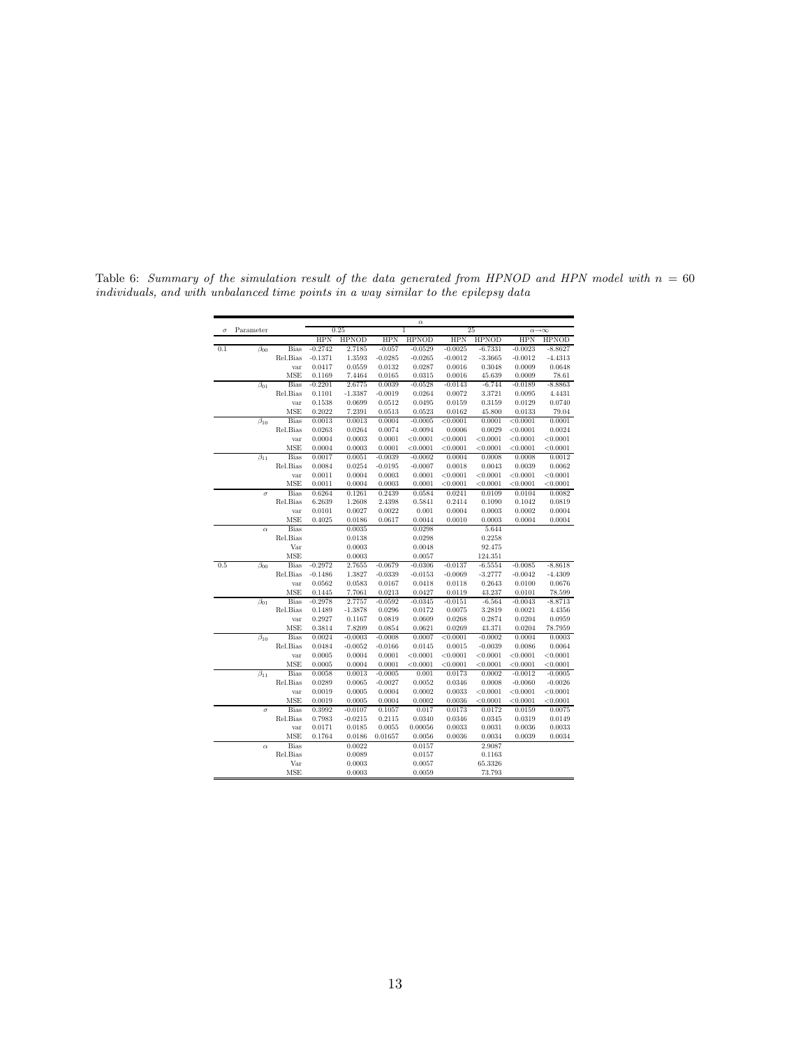Table 6: *Summary of the simulation result of the data generated from HPNOD and HPN model with $n = 60$ individuals, and with unbalanced time points in a way similar to the epilepsy data*

| $\sigma$ | Parameter | | $\alpha$ | | | | | | | |
|---|---|---|---|---|---|---|---|---|---|---|
| | | | 0.25 | | 1 | | 25 | | $\alpha \to \infty$ | |
| | | | HPN | HPNOD | HPN | HPNOD | HPN | HPNOD | HPN | HPNOD |
| 0.1 | $\beta_{00}$ | Bias | -0.2742 | 2.7185 | -0.057 | -0.0529 | -0.0025 | -6.7331 | -0.0023 | -8.8627 |
| | | Rel.Bias | -0.1371 | 1.3593 | -0.0285 | -0.0265 | -0.0012 | -3.3665 | -0.0012 | -4.4313 |
| | | var | 0.0417 | 0.0559 | 0.0132 | 0.0287 | 0.0016 | 0.3048 | 0.0009 | 0.0648 |
| | | MSE | 0.1169 | 7.4464 | 0.0165 | 0.0315 | 0.0016 | 45.639 | 0.0009 | 78.61 |
| | $\beta_{01}$ | Bias | -0.2201 | 2.6775 | 0.0039 | -0.0528 | -0.0143 | -6.744 | -0.0189 | -8.8863 |
| | | Rel.Bias | 0.1101 | -1.3387 | -0.0019 | 0.0264 | 0.0072 | 3.3721 | 0.0095 | 4.4431 |
| | | var | 0.1538 | 0.0699 | 0.0512 | 0.0495 | 0.0159 | 0.3159 | 0.0129 | 0.0740 |
| | | MSE | 0.2022 | 7.2391 | 0.0513 | 0.0523 | 0.0162 | 45.800 | 0.0133 | 79.04 |
| | $\beta_{10}$ | Bias | 0.0013 | 0.0013 | 0.0004 | -0.0005 | <0.0001 | 0.0001 | <0.0001 | 0.0001 |
| | | Rel.Bias | 0.0263 | 0.0264 | 0.0074 | -0.0094 | 0.0006 | 0.0029 | <0.0001 | 0.0024 |
| | | var | 0.0004 | 0.0003 | 0.0001 | <0.0001 | <0.0001 | <0.0001 | <0.0001 | <0.0001 |
| | | MSE | 0.0004 | 0.0003 | 0.0001 | <0.0001 | <0.0001 | <0.0001 | <0.0001 | <0.0001 |
| | $\beta_{11}$ | Bias | 0.0017 | 0.0051 | -0.0039 | -0.0002 | 0.0004 | 0.0008 | 0.0008 | 0.0012 |
| | | Rel.Bias | 0.0084 | 0.0254 | -0.0195 | -0.0007 | 0.0018 | 0.0043 | 0.0039 | 0.0062 |
| | | var | 0.0011 | 0.0004 | 0.0003 | 0.0001 | <0.0001 | <0.0001 | <0.0001 | <0.0001 |
| | | MSE | 0.0011 | 0.0004 | 0.0003 | 0.0001 | <0.0001 | <0.0001 | <0.0001 | <0.0001 |
| | $\sigma$ | Bias | 0.6264 | 0.1261 | 0.2439 | 0.0584 | 0.0241 | 0.0109 | 0.0104 | 0.0082 |
| | | Rel.Bias | 6.2639 | 1.2608 | 2.4398 | 0.5841 | 0.2414 | 0.1090 | 0.1042 | 0.0819 |
| | | var | 0.0101 | 0.0027 | 0.0022 | 0.001 | 0.0004 | 0.0003 | 0.0002 | 0.0004 |
| | | MSE | 0.4025 | 0.0186 | 0.0617 | 0.0044 | 0.0010 | 0.0003 | 0.0004 | 0.0004 |
| | $\alpha$ | Bias | | 0.0035 | | 0.0298 | | 5.644 | | |
| | | Rel.Bias | | 0.0138 | | 0.0298 | | 0.2258 | | |
| | | Var | | 0.0003 | | 0.0048 | | 92.475 | | |
| | | MSE | | 0.0003 | | 0.0057 | | 124.351 | | |
| 0.5 | $\beta_{00}$ | Bias | -0.2972 | 2.7655 | -0.0679 | -0.0306 | -0.0137 | -6.5554 | -0.0085 | -8.8618 |
| | | Rel.Bias | -0.1486 | 1.3827 | -0.0339 | -0.0153 | -0.0069 | -3.2777 | -0.0042 | -4.4309 |
| | | var | 0.0562 | 0.0583 | 0.0167 | 0.0418 | 0.0118 | 0.2643 | 0.0100 | 0.0676 |
| | | MSE | 0.1445 | 7.7061 | 0.0213 | 0.0427 | 0.0119 | 43.237 | 0.0101 | 78.599 |
| | $\beta_{01}$ | Bias | -0.2978 | 2.7757 | -0.0592 | -0.0345 | -0.0151 | -6.564 | -0.0043 | -8.8713 |
| | | Rel.Bias | 0.1489 | -1.3878 | 0.0296 | 0.0172 | 0.0075 | 3.2819 | 0.0021 | 4.4356 |
| | | var | 0.2927 | 0.1167 | 0.0819 | 0.0609 | 0.0268 | 0.2874 | 0.0204 | 0.0959 |
| | | MSE | 0.3814 | 7.8209 | 0.0854 | 0.0621 | 0.0269 | 43.371 | 0.0204 | 78.7959 |
| | $\beta_{10}$ | Bias | 0.0024 | -0.0003 | -0.0008 | 0.0007 | <0.0001 | -0.0002 | 0.0004 | 0.0003 |
| | | Rel.Bias | 0.0484 | -0.0052 | -0.0166 | 0.0145 | 0.0015 | -0.0039 | 0.0086 | 0.0064 |
| | | var | 0.0005 | 0.0004 | 0.0001 | <0.0001 | <0.0001 | <0.0001 | <0.0001 | <0.0001 |
| | | MSE | 0.0005 | 0.0004 | 0.0001 | <0.0001 | <0.0001 | <0.0001 | <0.0001 | <0.0001 |
| | $\beta_{11}$ | Bias | 0.0058 | 0.0013 | -0.0005 | 0.001 | 0.0173 | 0.0002 | -0.0012 | -0.0005 |
| | | Rel.Bias | 0.0289 | 0.0065 | -0.0027 | 0.0052 | 0.0346 | 0.0008 | -0.0060 | -0.0026 |
| | | var | 0.0019 | 0.0005 | 0.0004 | 0.0002 | 0.0033 | <0.0001 | <0.0001 | <0.0001 |
| | | MSE | 0.0019 | 0.0005 | 0.0004 | 0.0002 | 0.0036 | <0.0001 | <0.0001 | <0.0001 |
| | $\sigma$ | Bias | 0.3992 | -0.0107 | 0.1057 | 0.017 | 0.0173 | 0.0172 | 0.0159 | 0.0075 |
| | | Rel.Bias | 0.7983 | -0.0215 | 0.2115 | 0.0340 | 0.0346 | 0.0345 | 0.0319 | 0.0149 |
| | | var | 0.0171 | 0.0185 | 0.0055 | 0.00056 | 0.0033 | 0.0031 | 0.0036 | 0.0033 |
| | | MSE | 0.1764 | 0.0186 | 0.01657 | 0.0056 | 0.0036 | 0.0034 | 0.0039 | 0.0034 |
| | $\alpha$ | Bias | | 0.0022 | | 0.0157 | | 2.9087 | | |
| | | Rel.Bias | | 0.0089 | | 0.0157 | | 0.1163 | | |
| | | Var | | 0.0003 | | 0.0057 | | 65.3326 | | |
| | | MSE | | 0.0003 | | 0.0059 | | 73.793 | | |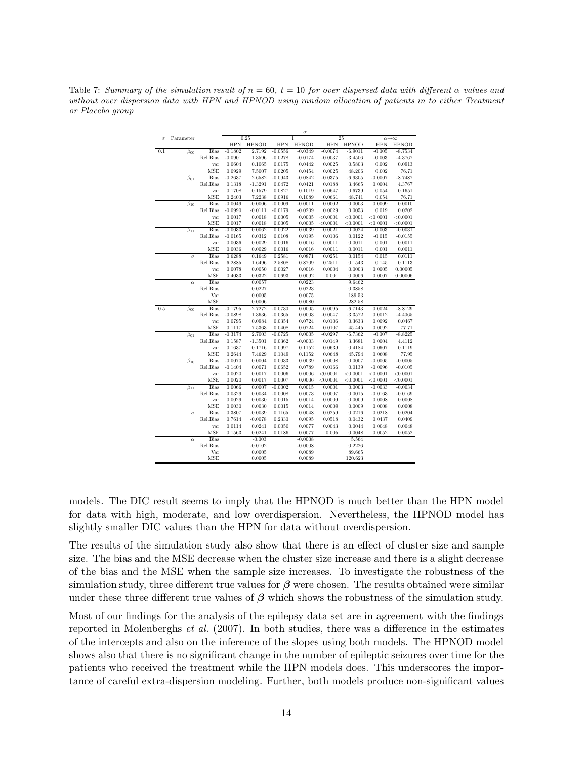Table 7: *Summary of the simulation result of $n = 60$, $t = 10$ for over dispersed data with different $\alpha$ values and without over dispersion data with HPN and HPNOD using random allocation of patients in to either Treatment or Placebo group*

| $\sigma$ | Parameter | | $\alpha$ | | | | | | | |
|---|---|---|---|---|---|---|---|---|---|---|
| | | | 0.25 | | 1 | | 25 | | $\alpha \to \infty$ | |
| | | | HPN | HPNOD | HPN | HPNOD | HPN | HPNOD | HPN | HPNOD |
| 0.1 | $\beta_{00}$ | Bias | -0.1802 | 2.7192 | -0.0556 | -0.0349 | -0.0074 | -6.9011 | -0.005 | -8.7534 |
| | | Rel.Bias | -0.0901 | 1.3596 | -0.0278 | -0.0174 | -0.0037 | -3.4506 | -0.003 | -4.3767 |
| | | var | 0.0604 | 0.1065 | 0.0175 | 0.0442 | 0.0025 | 0.5803 | 0.002 | 0.0913 |
| | | MSE | 0.0929 | 7.5007 | 0.0205 | 0.0454 | 0.0025 | 48.206 | 0.002 | 76.71 |
| | $\beta_{01}$ | Bias | -0.2637 | 2.6582 | -0.0943 | -0.0842 | -0.0375 | -6.9305 | -0.0007 | -8.7487 |
| | | Rel.Bias | 0.1318 | -1.3291 | 0.0472 | 0.0421 | 0.0188 | 3.4665 | 0.0004 | 4.3767 |
| | | var | 0.1708 | 0.1579 | 0.0827 | 0.1019 | 0.0647 | 0.6739 | 0.054 | 0.1651 |
| | | MSE | 0.2403 | 7.2238 | 0.0916 | 0.1089 | 0.0661 | 48.741 | 0.054 | 76.71 |
| | $\beta_{10}$ | Bias | -0.0049 | -0.0006 | -0.0009 | -0.0011 | 0.0002 | 0.0003 | 0.0009 | 0.0010 |
| | | Rel.Bias | -0.0990 | -0.0111 | -0.0179 | -0.0209 | 0.0029 | 0.0053 | 0.019 | 0.0202 |
| | | var | 0.0017 | 0.0018 | 0.0005 | 0.0005 | <0.0001 | <0.0001 | <0.0001 | <0.0001 |
| | | MSE | 0.0017 | 0.0018 | 0.0005 | 0.0005 | <0.0001 | <0.0001 | <0.0001 | <0.0001 |
| | $\beta_{11}$ | Bias | -0.0033 | 0.0062 | 0.0022 | 0.0039 | 0.0021 | 0.0024 | -0.003 | -0.0031 |
| | | Rel.Bias | -0.0165 | 0.0312 | 0.0108 | 0.0195 | 0.0106 | 0.0122 | -0.015 | -0.0155 |
| | | var | 0.0036 | 0.0029 | 0.0016 | 0.0016 | 0.0011 | 0.0011 | 0.001 | 0.0011 |
| | | MSE | 0.0036 | 0.0029 | 0.0016 | 0.0016 | 0.0011 | 0.0011 | 0.001 | 0.0011 |
| | $\sigma$ | Bias | 0.6288 | 0.1649 | 0.2581 | 0.0871 | 0.0251 | 0.0154 | 0.015 | 0.0111 |
| | | Rel.Bias | 6.2885 | 1.6496 | 2.5808 | 0.8709 | 0.2511 | 0.1543 | 0.145 | 0.1113 |
| | | var | 0.0078 | 0.0050 | 0.0027 | 0.0016 | 0.0004 | 0.0003 | 0.0005 | 0.00005 |
| | | MSE | 0.4033 | 0.0322 | 0.0693 | 0.0092 | 0.001 | 0.0006 | 0.0007 | 0.00006 |
| | $\alpha$ | Bias | | 0.0057 | | 0.0223 | | 9.6462 | | |
| | | Rel.Bias | | 0.0227 | | 0.0223 | | 0.3858 | | |
| | | Var | | 0.0005 | | 0.0075 | | 189.53 | | |
| | | MSE | | 0.0006 | | 0.0080 | | 282.58 | | |
| 0.5 | $\beta_{00}$ | Bias | -0.1795 | 2.7272 | -0.0730 | 0.0005 | -0.0095 | -6.7143 | 0.0024 | -8.8129 |
| | | Rel.Bias | -0.0898 | 1.3636 | -0.0365 | 0.0003 | -0.0047 | -3.3572 | 0.0012 | -4.4065 |
| | | var | 0.0795 | 0.0984 | 0.0354 | 0.0724 | 0.0106 | 0.3633 | 0.0092 | 0.0467 |
| | | MSE | 0.1117 | 7.5363 | 0.0408 | 0.0724 | 0.0107 | 45.445 | 0.0092 | 77.71 |
| | $\beta_{01}$ | Bias | -0.3174 | 2.7003 | -0.0725 | 0.0005 | -0.0297 | -6.7362 | -0.007 | -8.8225 |
| | | Rel.Bias | 0.1587 | -1.3501 | 0.0362 | -0.0003 | 0.0149 | 3.3681 | 0.0004 | 4.4112 |
| | | var | 0.1637 | 0.1716 | 0.0997 | 0.1152 | 0.0639 | 0.4184 | 0.0607 | 0.1119 |
| | | MSE | 0.2644 | 7.4629 | 0.1049 | 0.1152 | 0.0648 | 45.794 | 0.0608 | 77.95 |
| | $\beta_{10}$ | Bias | -0.0070 | 0.0004 | 0.0033 | 0.0039 | 0.0008 | 0.0007 | -0.0005 | -0.0005 |
| | | Rel.Bias | -0.1404 | 0.0071 | 0.0652 | 0.0789 | 0.0166 | 0.0139 | -0.0096 | -0.0105 |
| | | var | 0.0020 | 0.0017 | 0.0006 | 0.0006 | <0.0001 | <0.0001 | <0.0001 | <0.0001 |
| | | MSE | 0.0020 | 0.0017 | 0.0007 | 0.0006 | <0.0001 | <0.0001 | <0.0001 | <0.0001 |
| | $\beta_{11}$ | Bias | 0.0066 | 0.0007 | -0.0002 | 0.0015 | 0.0001 | 0.0003 | -0.0033 | -0.0034 |
| | | Rel.Bias | 0.0329 | 0.0034 | -0.0008 | 0.0073 | 0.0007 | 0.0015 | -0.0163 | -0.0169 |
| | | var | 0.0029 | 0.0030 | 0.0015 | 0.0014 | 0.0009 | 0.0009 | 0.0008 | 0.0008 |
| | | MSE | 0.0030 | 0.0030 | 0.0015 | 0.0014 | 0.0009 | 0.0009 | 0.0008 | 0.0008 |
| | $\sigma$ | Bias | 0.3807 | -0.0039 | 0.1165 | 0.0048 | 0.0259 | 0.0216 | 0.0218 | 0.0204 |
| | | Rel.Bias | 0.7614 | -0.0078 | 0.2330 | 0.0095 | 0.0518 | 0.0432 | 0.0437 | 0.0409 |
| | | var | 0.0114 | 0.0241 | 0.0050 | 0.0077 | 0.0043 | 0.0044 | 0.0048 | 0.0048 |
| | | MSE | 0.1563 | 0.0241 | 0.0186 | 0.0077 | 0.005 | 0.0048 | 0.0052 | 0.0052 |
| | $\alpha$ | Bias | | -0.003 | | -0.0008 | | 5.564 | | |
| | | Rel.Bias | | -0.0102 | | -0.0008 | | 0.2226 | | |
| | | Var | | 0.0005 | | 0.0089 | | 89.665 | | |
| | | MSE | | 0.0005 | | 0.0089 | | 120.623 | | |

models. The DIC result seems to imply that the HPNOD is much better than the HPN model for data with high, moderate, and low overdispersion. Nevertheless, the HPNOD model has slightly smaller DIC values than the HPN for data without overdispersion.

The results of the simulation study also show that there is an effect of cluster size and sample size. The bias and the MSE decrease when the cluster size increase and there is a slight decrease of the bias and the MSE when the sample size increases. To investigate the robustness of the simulation study, three different true values for $\boldsymbol{\beta}$ were chosen. The results obtained were similar under these three different true values of $\boldsymbol{\beta}$ which shows the robustness of the simulation study.

Most of our findings for the analysis of the epilepsy data set are in agreement with the findings reported in Molenberghs *et al.* (2007). In both studies, there was a difference in the estimates of the intercepts and also on the inference of the slopes using both models. The HPNOD model shows also that there is no significant change in the number of epileptic seizures over time for the patients who received the treatment while the HPN models does. This underscores the importance of careful extra-dispersion modeling. Further, both models produce non-significant values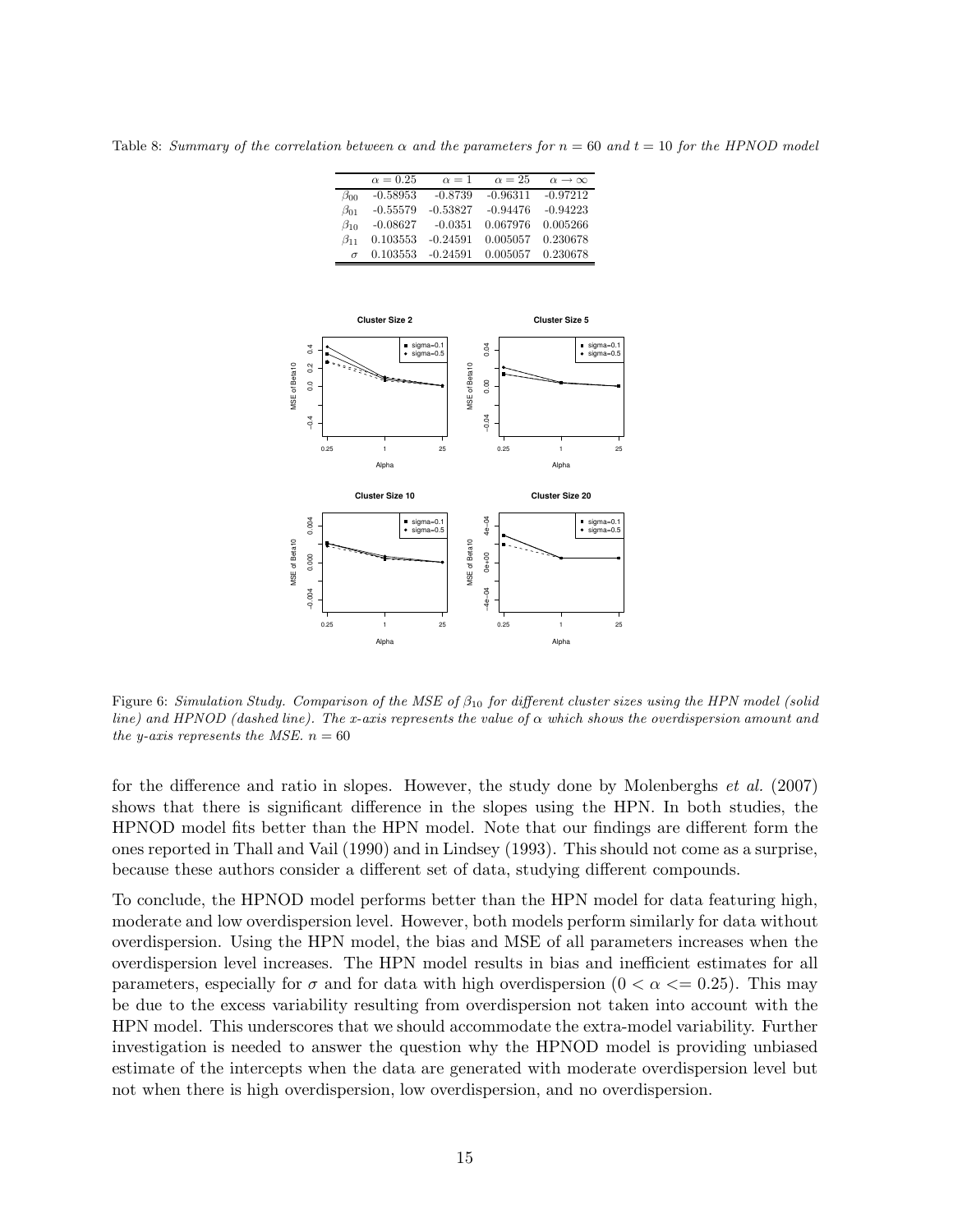Table 8: *Summary of the correlation between $\alpha$ and the parameters for $n = 60$ and $t = 10$ for the HPNOD model*

| | $\alpha = 0.25$ | $\alpha = 1$ | $\alpha = 25$ | $\alpha \to \infty$ |
|---|---|---|---|---|
| $\beta_{00}$ | -0.58953 | -0.8739 | -0.96311 | -0.97212 |
| $\beta_{01}$ | -0.55579 | -0.53827 | -0.94476 | -0.94223 |
| $\beta_{10}$ | -0.08627 | -0.0351 | 0.067976 | 0.005266 |
| $\beta_{11}$ | 0.103553 | -0.24591 | 0.005057 | 0.230678 |
| $\sigma$ | 0.103553 | -0.24591 | 0.005057 | 0.230678 |

Figure 6: *Simulation Study. Comparison of the MSE of $\beta_{10}$ for different cluster sizes using the HPN model (solid line) and HPNOD (dashed line). The x-axis represents the value of $\alpha$ which shows the overdispersion amount and the y-axis represents the MSE. $n = 60$*

for the difference and ratio in slopes. However, the study done by Molenberghs *et al.* (2007) shows that there is significant difference in the slopes using the HPN. In both studies, the HPNOD model fits better than the HPN model. Note that our findings are different form the ones reported in Thall and Vail (1990) and in Lindsey (1993). This should not come as a surprise, because these authors consider a different set of data, studying different compounds.

To conclude, the HPNOD model performs better than the HPN model for data featuring high, moderate and low overdispersion level. However, both models perform similarly for data without overdispersion. Using the HPN model, the bias and MSE of all parameters increases when the overdispersion level increases. The HPN model results in bias and inefficient estimates for all parameters, especially for $\sigma$ and for data with high overdispersion ($0 < \alpha <= 0.25$). This may be due to the excess variability resulting from overdispersion not taken into account with the HPN model. This underscores that we should accommodate the extra-model variability. Further investigation is needed to answer the question why the HPNOD model is providing unbiased estimate of the intercepts when the data are generated with moderate overdispersion level but not when there is high overdispersion, low overdispersion, and no overdispersion.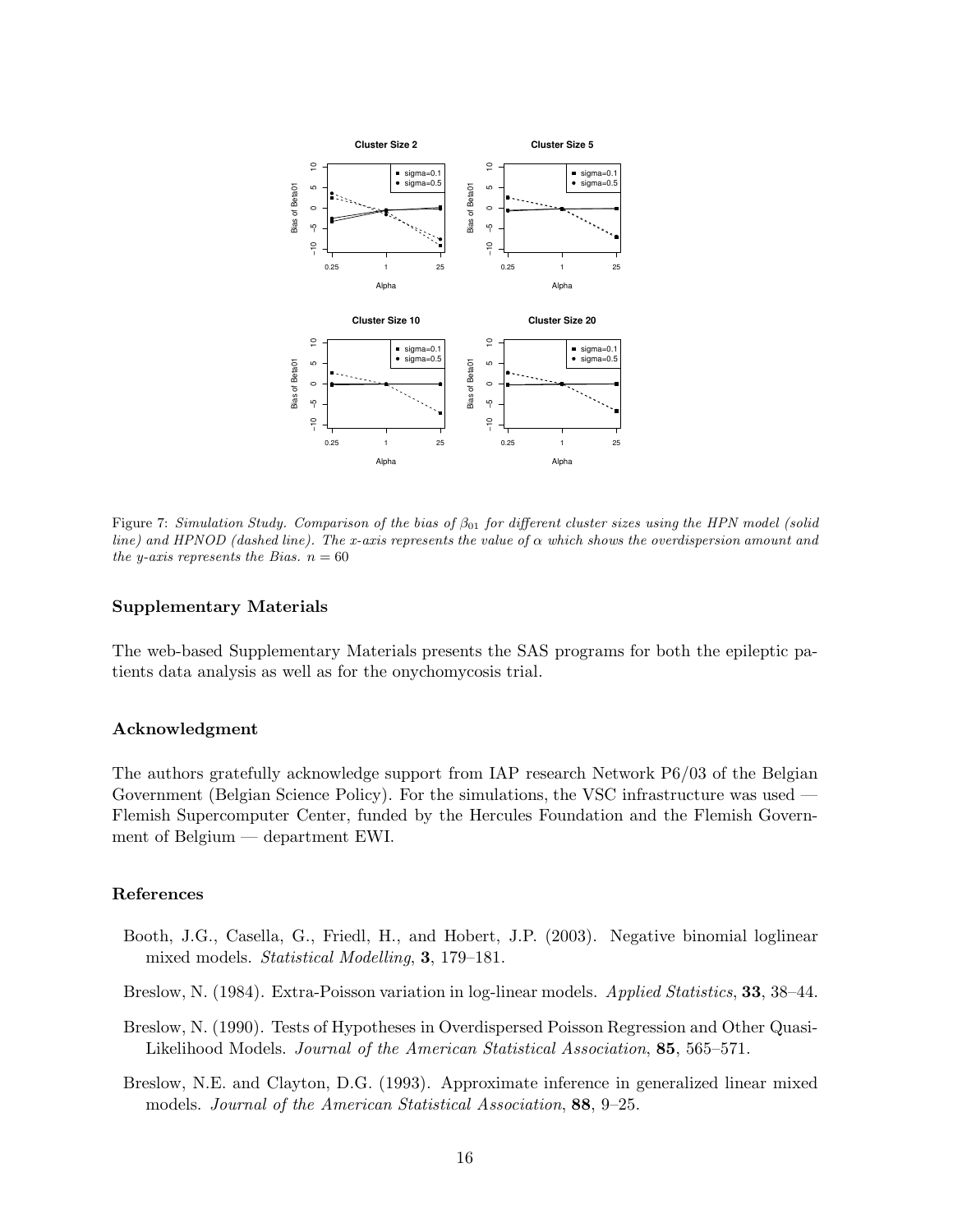Figure 7: *Simulation Study. Comparison of the bias of $\beta_{01}$ for different cluster sizes using the HPN model (solid line) and HPNOD (dashed line). The x-axis represents the value of $\alpha$ which shows the overdispersion amount and the y-axis represents the Bias.* $n = 60$

### Supplementary Materials

The web-based Supplementary Materials presents the SAS programs for both the epileptic patients data analysis as well as for the onychomycosis trial.

### Acknowledgment

The authors gratefully acknowledge support from IAP research Network P6/03 of the Belgian Government (Belgian Science Policy). For the simulations, the VSC infrastructure was used — Flemish Supercomputer Center, funded by the Hercules Foundation and the Flemish Government of Belgium — department EWI.

### References

Booth, J.G., Casella, G., Friedl, H., and Hobert, J.P. (2003). Negative binomial loglinear mixed models. *Statistical Modelling*, **3**, 179–181.

Breslow, N. (1984). Extra-Poisson variation in log-linear models. *Applied Statistics*, **33**, 38–44.

Breslow, N. (1990). Tests of Hypotheses in Overdispersed Poisson Regression and Other Quasi-Likelihood Models. *Journal of the American Statistical Association*, **85**, 565–571.

Breslow, N.E. and Clayton, D.G. (1993). Approximate inference in generalized linear mixed models. *Journal of the American Statistical Association*, **88**, 9–25.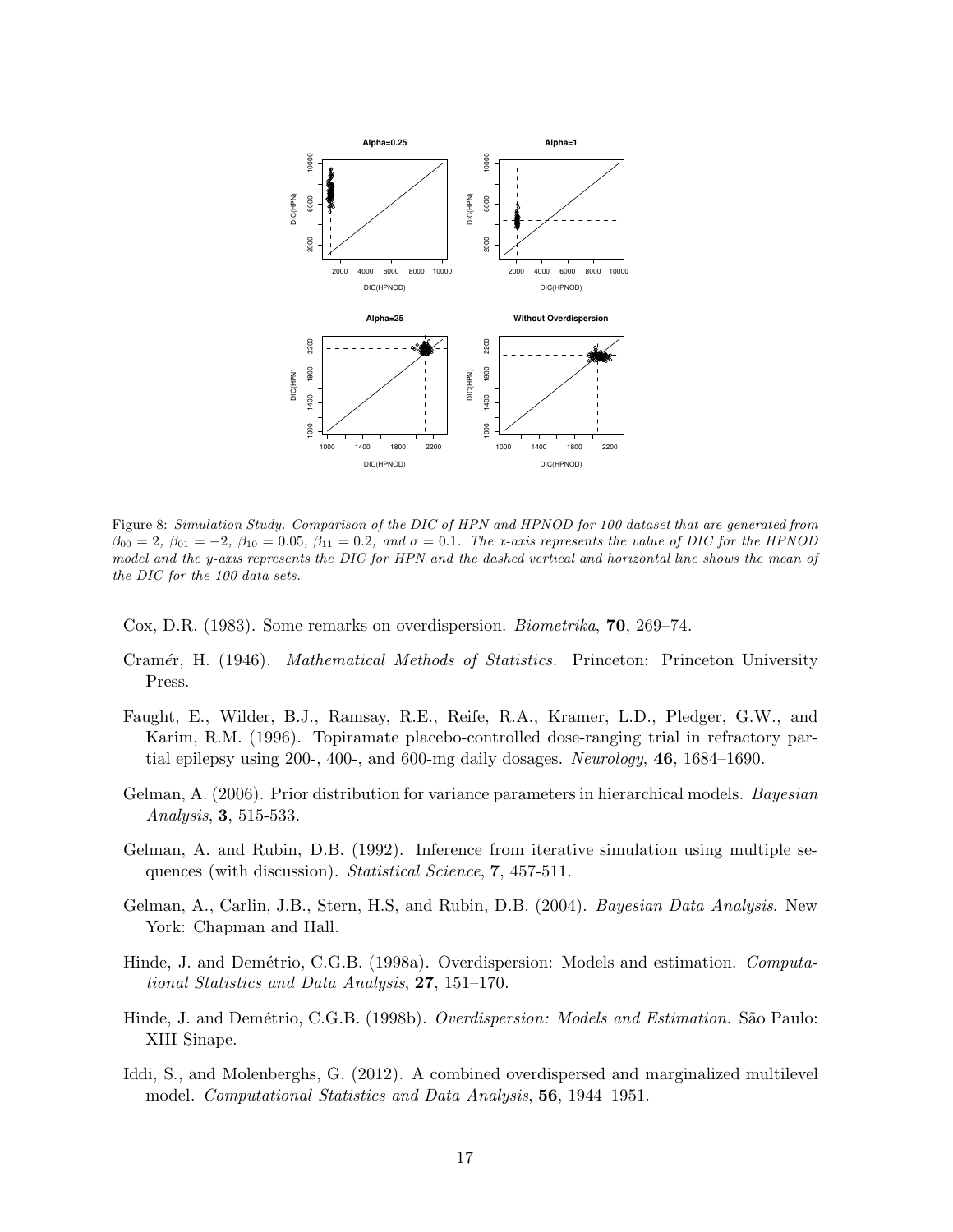Figure 8: *Simulation Study. Comparison of the DIC of HPN and HPNOD for 100 dataset that are generated from $\beta_{00} = 2$, $\beta_{01} = -2$, $\beta_{10} = 0.05$, $\beta_{11} = 0.2$, and $\sigma = 0.1$. The x-axis represents the value of DIC for the HPNOD model and the y-axis represents the DIC for HPN and the dashed vertical and horizontal line shows the mean of the DIC for the 100 data sets.*

Cox, D.R. (1983). Some remarks on overdispersion. *Biometrika*, **70**, 269–74.

Cramér, H. (1946). *Mathematical Methods of Statistics.* Princeton: Princeton University Press.

Faught, E., Wilder, B.J., Ramsay, R.E., Reife, R.A., Kramer, L.D., Pledger, G.W., and Karim, R.M. (1996). Topiramate placebo-controlled dose-ranging trial in refractory partial epilepsy using 200-, 400-, and 600-mg daily dosages. *Neurology*, **46**, 1684–1690.

Gelman, A. (2006). Prior distribution for variance parameters in hierarchical models. *Bayesian Analysis*, **3**, 515-533.

Gelman, A. and Rubin, D.B. (1992). Inference from iterative simulation using multiple sequences (with discussion). *Statistical Science*, **7**, 457-511.

Gelman, A., Carlin, J.B., Stern, H.S, and Rubin, D.B. (2004). *Bayesian Data Analysis*. New York: Chapman and Hall.

Hinde, J. and Demétrio, C.G.B. (1998a). Overdispersion: Models and estimation. *Computational Statistics and Data Analysis*, **27**, 151–170.

Hinde, J. and Demétrio, C.G.B. (1998b). *Overdispersion: Models and Estimation.* São Paulo: XIII Sinape.

Iddi, S., and Molenberghs, G. (2012). A combined overdispersed and marginalized multilevel model. *Computational Statistics and Data Analysis*, **56**, 1944–1951.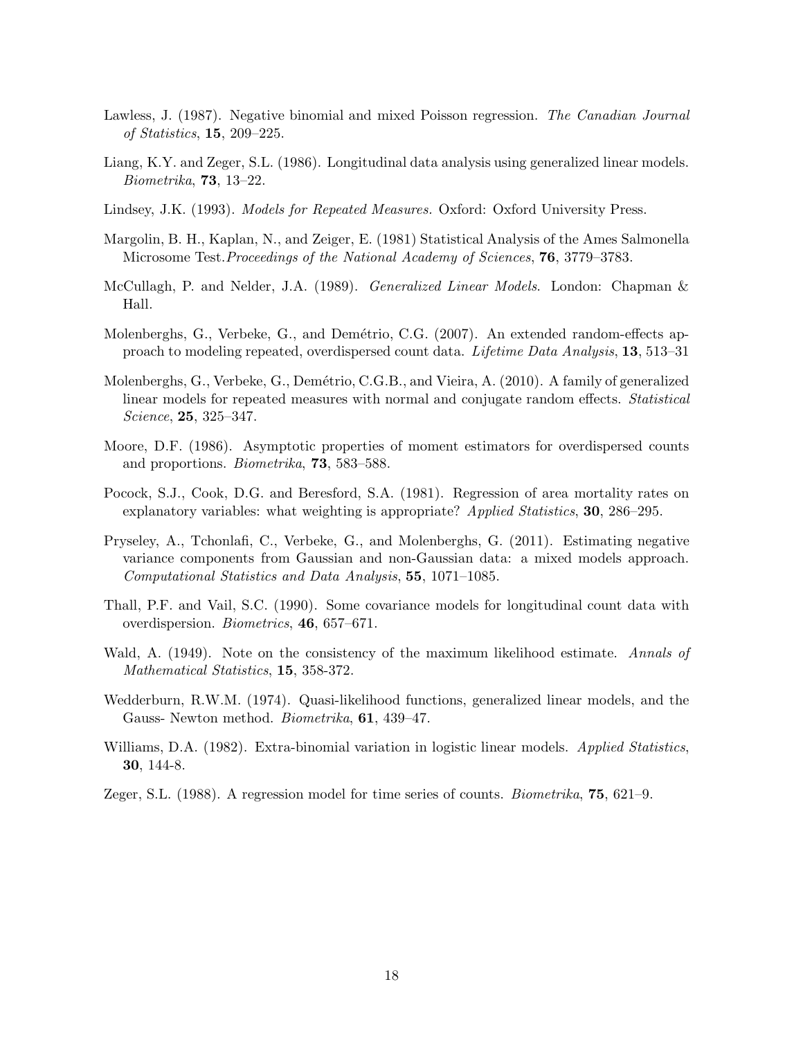Lawless, J. (1987). Negative binomial and mixed Poisson regression. *The Canadian Journal of Statistics*, **15**, 209–225.

Liang, K.Y. and Zeger, S.L. (1986). Longitudinal data analysis using generalized linear models. *Biometrika*, **73**, 13–22.

Lindsey, J.K. (1993). *Models for Repeated Measures.* Oxford: Oxford University Press.

Margolin, B. H., Kaplan, N., and Zeiger, E. (1981) Statistical Analysis of the Ames Salmonella Microsome Test.*Proceedings of the National Academy of Sciences*, **76**, 3779–3783.

McCullagh, P. and Nelder, J.A. (1989). *Generalized Linear Models*. London: Chapman & Hall.

Molenberghs, G., Verbeke, G., and Demétrio, C.G. (2007). An extended random-effects approach to modeling repeated, overdispersed count data. *Lifetime Data Analysis*, **13**, 513–31

Molenberghs, G., Verbeke, G., Demétrio, C.G.B., and Vieira, A. (2010). A family of generalized linear models for repeated measures with normal and conjugate random effects. *Statistical Science*, **25**, 325–347.

Moore, D.F. (1986). Asymptotic properties of moment estimators for overdispersed counts and proportions. *Biometrika*, **73**, 583–588.

Pocock, S.J., Cook, D.G. and Beresford, S.A. (1981). Regression of area mortality rates on explanatory variables: what weighting is appropriate? *Applied Statistics*, **30**, 286–295.

Pryseley, A., Tchonlafi, C., Verbeke, G., and Molenberghs, G. (2011). Estimating negative variance components from Gaussian and non-Gaussian data: a mixed models approach. *Computational Statistics and Data Analysis*, **55**, 1071–1085.

Thall, P.F. and Vail, S.C. (1990). Some covariance models for longitudinal count data with overdispersion. *Biometrics*, **46**, 657–671.

Wald, A. (1949). Note on the consistency of the maximum likelihood estimate. *Annals of Mathematical Statistics*, **15**, 358-372.

Wedderburn, R.W.M. (1974). Quasi-likelihood functions, generalized linear models, and the Gauss- Newton method. *Biometrika*, **61**, 439–47.

Williams, D.A. (1982). Extra-binomial variation in logistic linear models. *Applied Statistics*, **30**, 144-8.

Zeger, S.L. (1988). A regression model for time series of counts. *Biometrika*, **75**, 621–9.